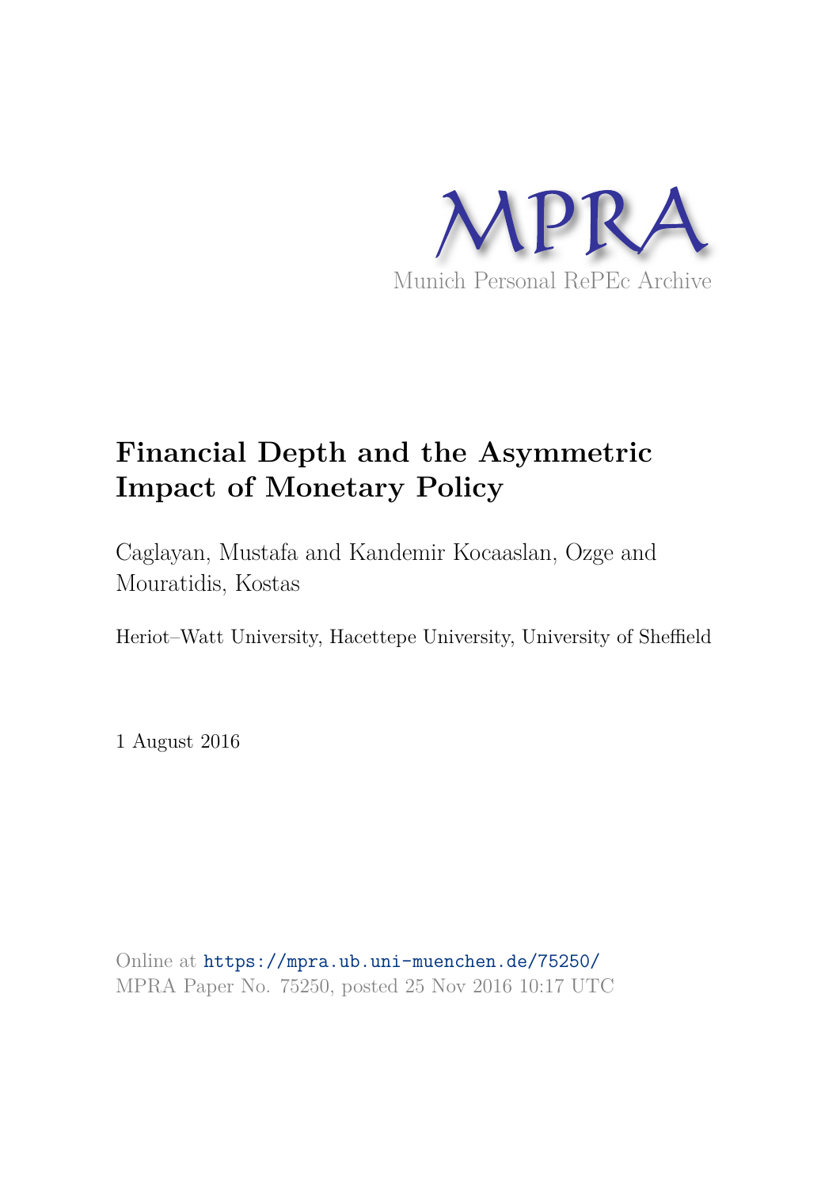MPRA

Munich Personal RePEc Archive

# Financial Depth and the Asymmetric Impact of Monetary Policy

Caglayan, Mustafa and Kandemir Kocaaslan, Ozge and Mouratidis, Kostas

Heriot–Watt University, Hacettepe University, University of Sheffield

1 August 2016

Online at https://mpra.ub.uni-muenchen.de/75250/
MPRA Paper No. 75250, posted 25 Nov 2016 10:17 UTC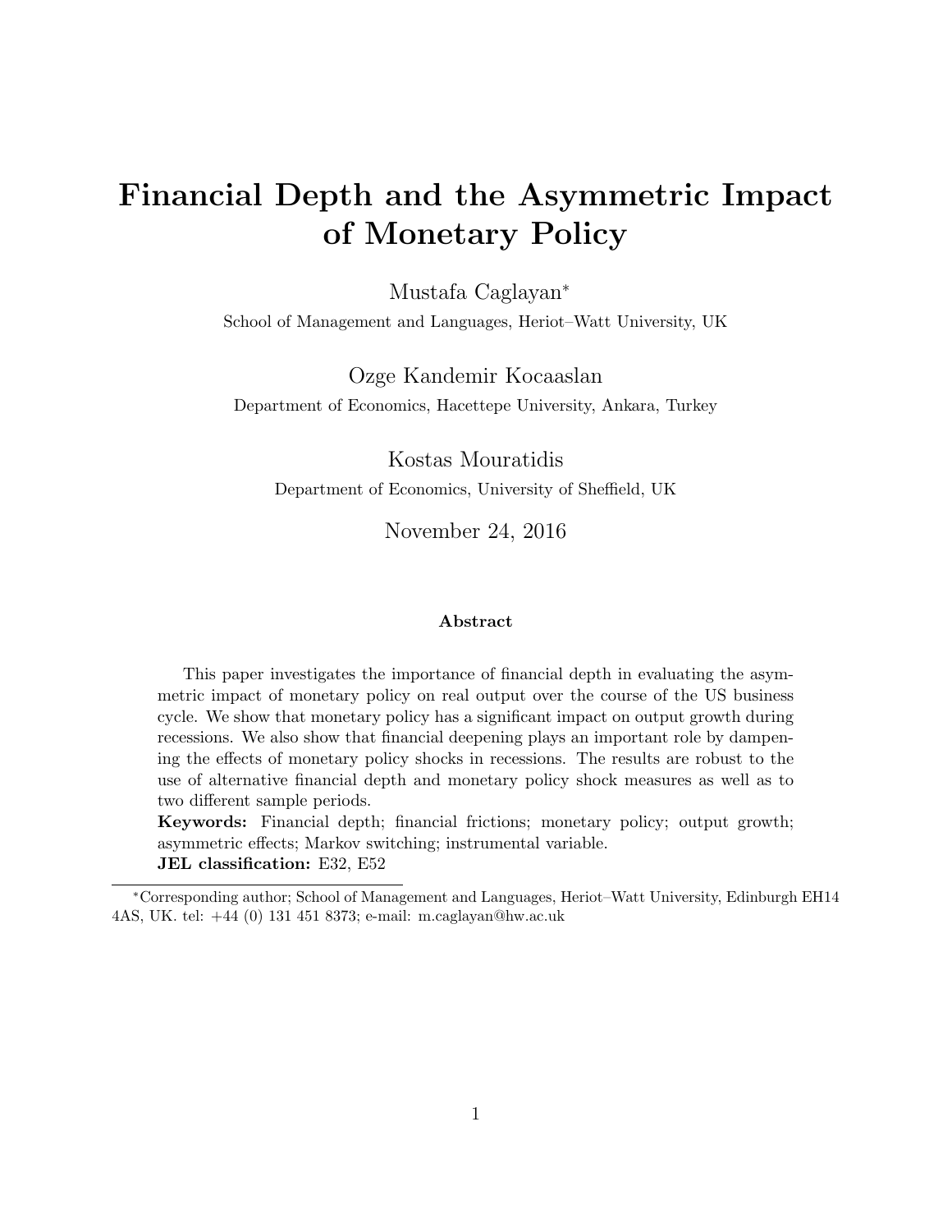# Financial Depth and the Asymmetric Impact of Monetary Policy

Mustafa Caglayan*

School of Management and Languages, Heriot–Watt University, UK

Ozge Kandemir Kocaaslan

Department of Economics, Hacettepe University, Ankara, Turkey

Kostas Mouratidis

Department of Economics, University of Sheffield, UK

November 24, 2016

**Abstract**

This paper investigates the importance of financial depth in evaluating the asymmetric impact of monetary policy on real output over the course of the US business cycle. We show that monetary policy has a significant impact on output growth during recessions. We also show that financial deepening plays an important role by dampening the effects of monetary policy shocks in recessions. The results are robust to the use of alternative financial depth and monetary policy shock measures as well as to two different sample periods.

**Keywords:** Financial depth; financial frictions; monetary policy; output growth; asymmetric effects; Markov switching; instrumental variable.

**JEL classification:** E32, E52

*Corresponding author; School of Management and Languages, Heriot–Watt University, Edinburgh EH14 4AS, UK. tel: +44 (0) 131 451 8373; e-mail: m.caglayan@hw.ac.uk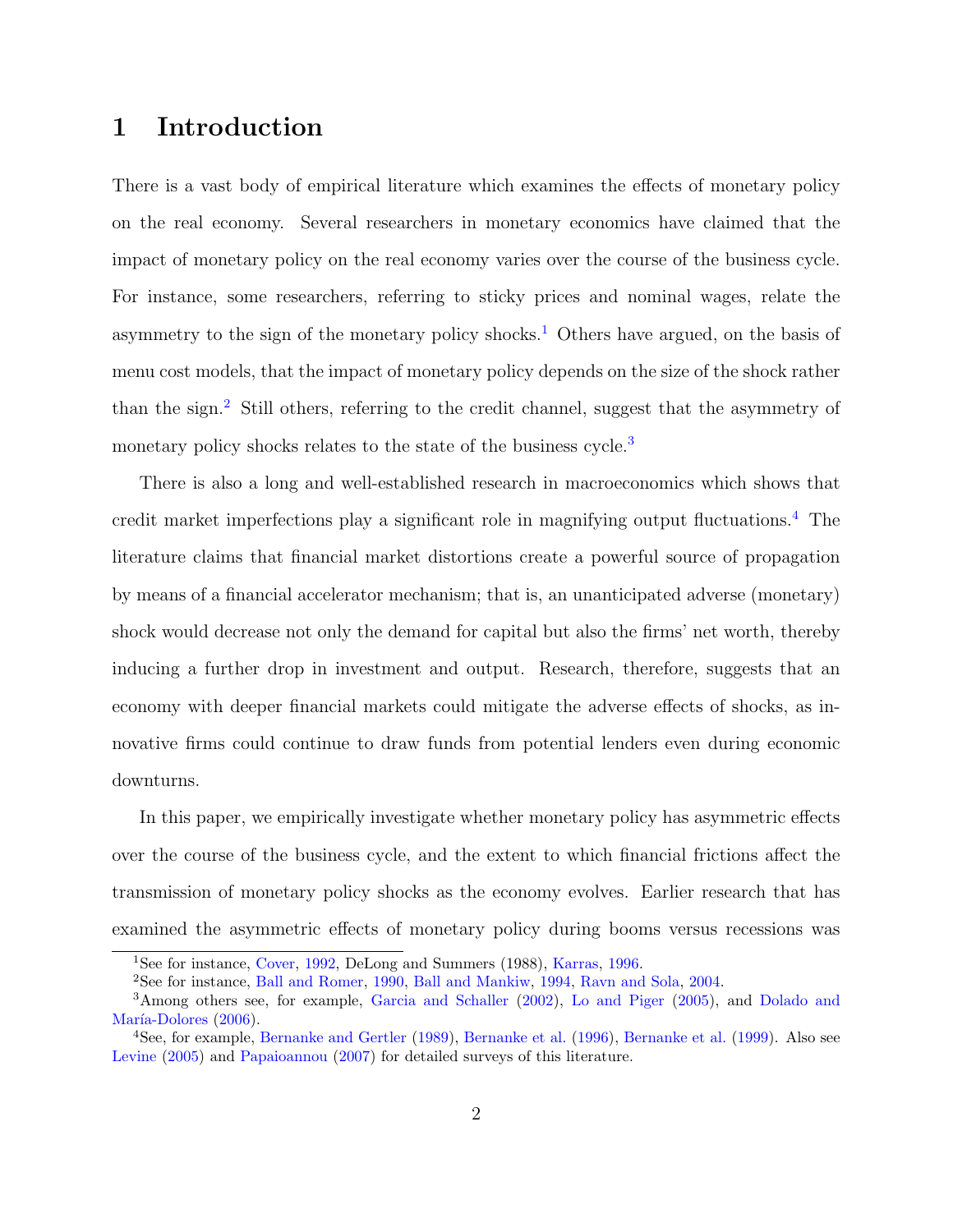# 1 Introduction

There is a vast body of empirical literature which examines the effects of monetary policy on the real economy. Several researchers in monetary economics have claimed that the impact of monetary policy on the real economy varies over the course of the business cycle. For instance, some researchers, referring to sticky prices and nominal wages, relate the asymmetry to the sign of the monetary policy shocks.[1] Others have argued, on the basis of menu cost models, that the impact of monetary policy depends on the size of the shock rather than the sign.[2] Still others, referring to the credit channel, suggest that the asymmetry of monetary policy shocks relates to the state of the business cycle.[3]

There is also a long and well-established research in macroeconomics which shows that credit market imperfections play a significant role in magnifying output fluctuations.[4] The literature claims that financial market distortions create a powerful source of propagation by means of a financial accelerator mechanism; that is, an unanticipated adverse (monetary) shock would decrease not only the demand for capital but also the firms' net worth, thereby inducing a further drop in investment and output. Research, therefore, suggests that an economy with deeper financial markets could mitigate the adverse effects of shocks, as innovative firms could continue to draw funds from potential lenders even during economic downturns.

In this paper, we empirically investigate whether monetary policy has asymmetric effects over the course of the business cycle, and the extent to which financial frictions affect the transmission of monetary policy shocks as the economy evolves. Earlier research that has examined the asymmetric effects of monetary policy during booms versus recessions was

[1] See for instance, Cover, 1992, DeLong and Summers (1988), Karras, 1996.

[2] See for instance, Ball and Romer, 1990, Ball and Mankiw, 1994, Ravn and Sola, 2004.

[3] Among others see, for example, Garcia and Schaller (2002), Lo and Piger (2005), and Dolado and María-Dolores (2006).

[4] See, for example, Bernanke and Gertler (1989), Bernanke et al. (1996), Bernanke et al. (1999). Also see Levine (2005) and Papaioannou (2007) for detailed surveys of this literature.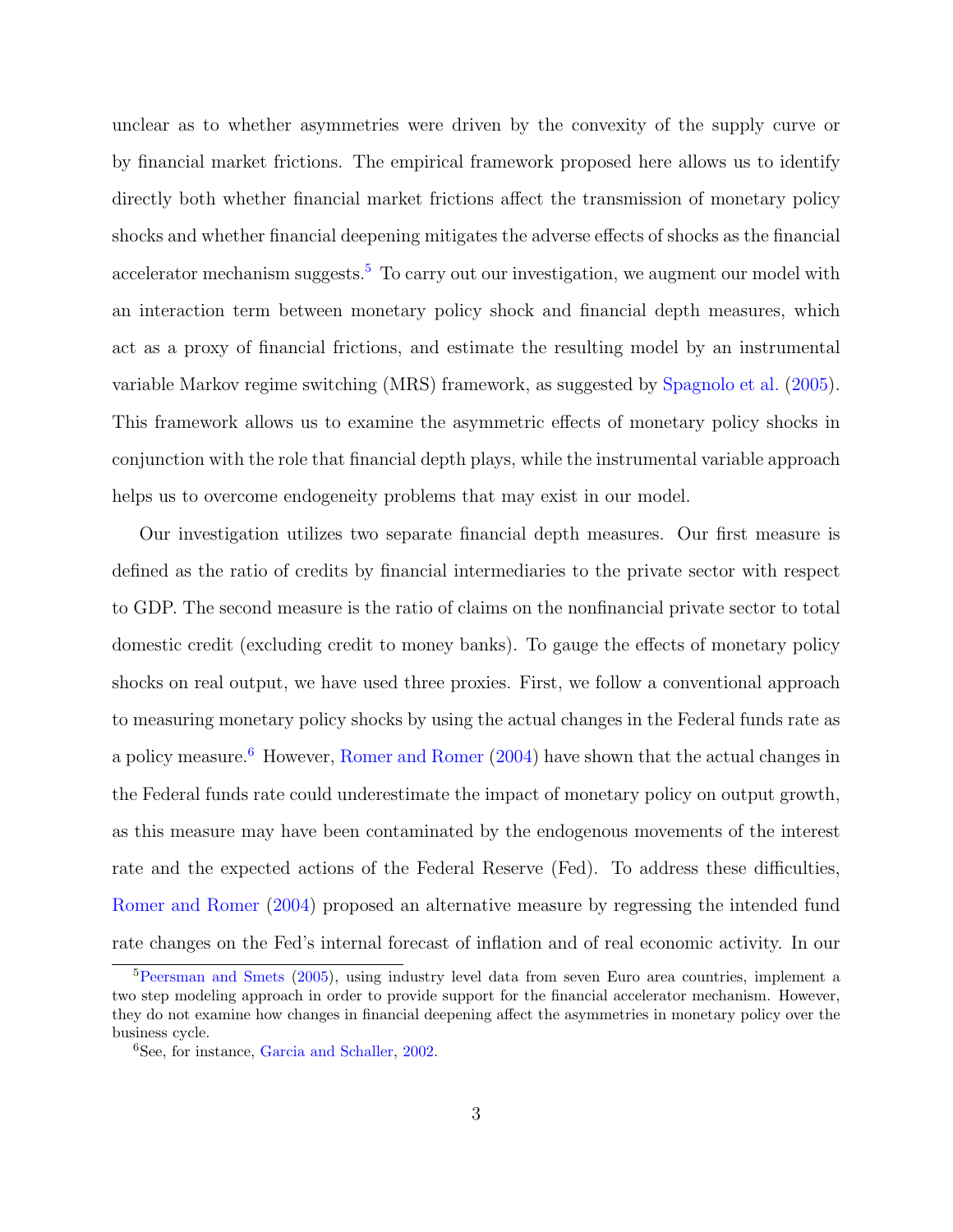unclear as to whether asymmetries were driven by the convexity of the supply curve or by financial market frictions. The empirical framework proposed here allows us to identify directly both whether financial market frictions affect the transmission of monetary policy shocks and whether financial deepening mitigates the adverse effects of shocks as the financial accelerator mechanism suggests.[5] To carry out our investigation, we augment our model with an interaction term between monetary policy shock and financial depth measures, which act as a proxy of financial frictions, and estimate the resulting model by an instrumental variable Markov regime switching (MRS) framework, as suggested by Spagnolo et al. (2005). This framework allows us to examine the asymmetric effects of monetary policy shocks in conjunction with the role that financial depth plays, while the instrumental variable approach helps us to overcome endogeneity problems that may exist in our model.

Our investigation utilizes two separate financial depth measures. Our first measure is defined as the ratio of credits by financial intermediaries to the private sector with respect to GDP. The second measure is the ratio of claims on the nonfinancial private sector to total domestic credit (excluding credit to money banks). To gauge the effects of monetary policy shocks on real output, we have used three proxies. First, we follow a conventional approach to measuring monetary policy shocks by using the actual changes in the Federal funds rate as a policy measure.[6] However, Romer and Romer (2004) have shown that the actual changes in the Federal funds rate could underestimate the impact of monetary policy on output growth, as this measure may have been contaminated by the endogenous movements of the interest rate and the expected actions of the Federal Reserve (Fed). To address these difficulties, Romer and Romer (2004) proposed an alternative measure by regressing the intended fund rate changes on the Fed's internal forecast of inflation and of real economic activity. In our

---

[5] Peersman and Smets (2005), using industry level data from seven Euro area countries, implement a two step modeling approach in order to provide support for the financial accelerator mechanism. However, they do not examine how changes in financial deepening affect the asymmetries in monetary policy over the business cycle.

[6] See, for instance, Garcia and Schaller, 2002.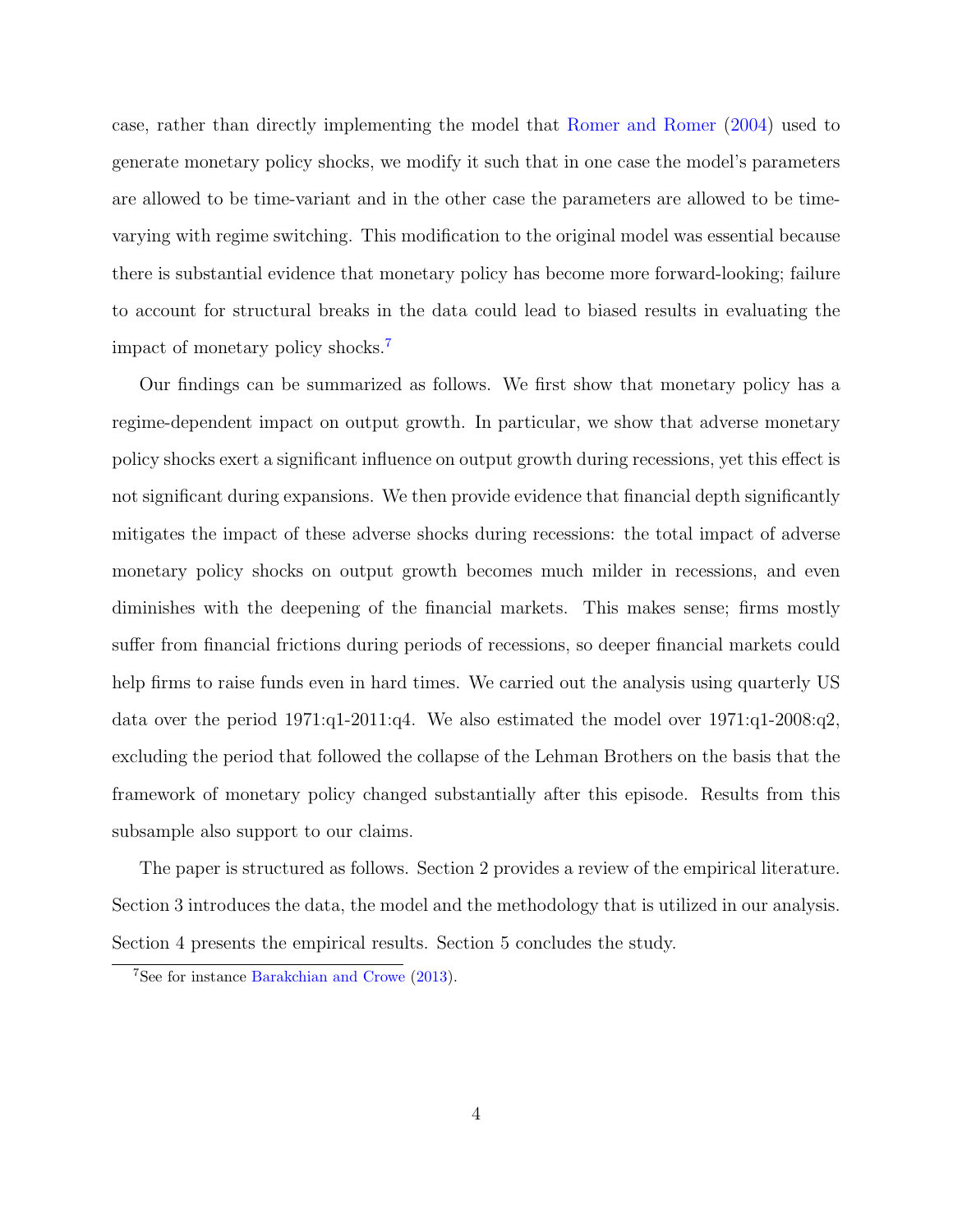case, rather than directly implementing the model that Romer and Romer (2004) used to generate monetary policy shocks, we modify it such that in one case the model's parameters are allowed to be time-variant and in the other case the parameters are allowed to be time-varying with regime switching. This modification to the original model was essential because there is substantial evidence that monetary policy has become more forward-looking; failure to account for structural breaks in the data could lead to biased results in evaluating the impact of monetary policy shocks.[7]

Our findings can be summarized as follows. We first show that monetary policy has a regime-dependent impact on output growth. In particular, we show that adverse monetary policy shocks exert a significant influence on output growth during recessions, yet this effect is not significant during expansions. We then provide evidence that financial depth significantly mitigates the impact of these adverse shocks during recessions: the total impact of adverse monetary policy shocks on output growth becomes much milder in recessions, and even diminishes with the deepening of the financial markets. This makes sense; firms mostly suffer from financial frictions during periods of recessions, so deeper financial markets could help firms to raise funds even in hard times. We carried out the analysis using quarterly US data over the period 1971:q1-2011:q4. We also estimated the model over 1971:q1-2008:q2, excluding the period that followed the collapse of the Lehman Brothers on the basis that the framework of monetary policy changed substantially after this episode. Results from this subsample also support to our claims.

The paper is structured as follows. Section 2 provides a review of the empirical literature. Section 3 introduces the data, the model and the methodology that is utilized in our analysis. Section 4 presents the empirical results. Section 5 concludes the study.

[7] See for instance Barakchian and Crowe (2013).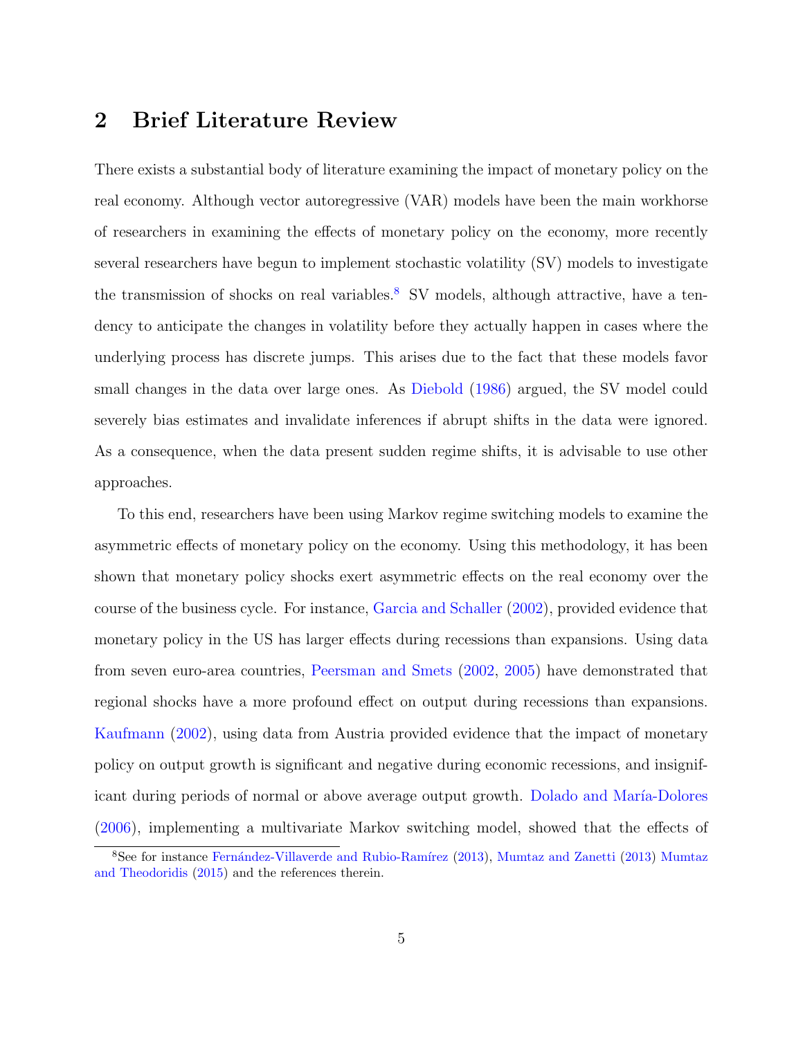## 2 Brief Literature Review

There exists a substantial body of literature examining the impact of monetary policy on the real economy. Although vector autoregressive (VAR) models have been the main workhorse of researchers in examining the effects of monetary policy on the economy, more recently several researchers have begun to implement stochastic volatility (SV) models to investigate the transmission of shocks on real variables.[8] SV models, although attractive, have a tendency to anticipate the changes in volatility before they actually happen in cases where the underlying process has discrete jumps. This arises due to the fact that these models favor small changes in the data over large ones. As Diebold (1986) argued, the SV model could severely bias estimates and invalidate inferences if abrupt shifts in the data were ignored. As a consequence, when the data present sudden regime shifts, it is advisable to use other approaches.

To this end, researchers have been using Markov regime switching models to examine the asymmetric effects of monetary policy on the economy. Using this methodology, it has been shown that monetary policy shocks exert asymmetric effects on the real economy over the course of the business cycle. For instance, Garcia and Schaller (2002), provided evidence that monetary policy in the US has larger effects during recessions than expansions. Using data from seven euro-area countries, Peersman and Smets (2002, 2005) have demonstrated that regional shocks have a more profound effect on output during recessions than expansions. Kaufmann (2002), using data from Austria provided evidence that the impact of monetary policy on output growth is significant and negative during economic recessions, and insignificant during periods of normal or above average output growth. Dolado and María-Dolores (2006), implementing a multivariate Markov switching model, showed that the effects of

[8] See for instance Fernández-Villaverde and Rubio-Ramírez (2013), Mumtaz and Zanetti (2013) Mumtaz and Theodoridis (2015) and the references therein.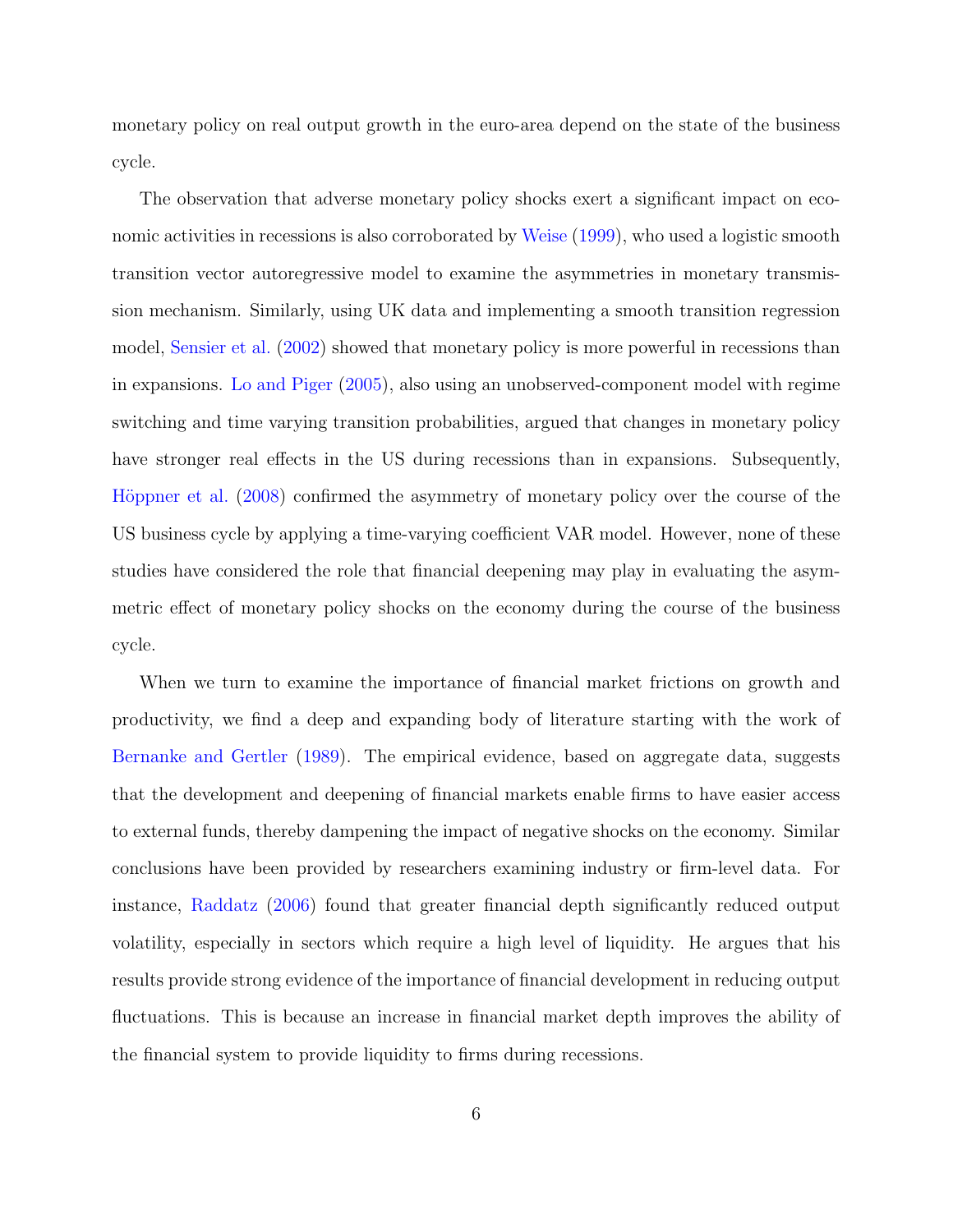monetary policy on real output growth in the euro-area depend on the state of the business cycle.

The observation that adverse monetary policy shocks exert a significant impact on economic activities in recessions is also corroborated by Weise (1999), who used a logistic smooth transition vector autoregressive model to examine the asymmetries in monetary transmission mechanism. Similarly, using UK data and implementing a smooth transition regression model, Sensier et al. (2002) showed that monetary policy is more powerful in recessions than in expansions. Lo and Piger (2005), also using an unobserved-component model with regime switching and time varying transition probabilities, argued that changes in monetary policy have stronger real effects in the US during recessions than in expansions. Subsequently, Höppner et al. (2008) confirmed the asymmetry of monetary policy over the course of the US business cycle by applying a time-varying coefficient VAR model. However, none of these studies have considered the role that financial deepening may play in evaluating the asymmetric effect of monetary policy shocks on the economy during the course of the business cycle.

When we turn to examine the importance of financial market frictions on growth and productivity, we find a deep and expanding body of literature starting with the work of Bernanke and Gertler (1989). The empirical evidence, based on aggregate data, suggests that the development and deepening of financial markets enable firms to have easier access to external funds, thereby dampening the impact of negative shocks on the economy. Similar conclusions have been provided by researchers examining industry or firm-level data. For instance, Raddatz (2006) found that greater financial depth significantly reduced output volatility, especially in sectors which require a high level of liquidity. He argues that his results provide strong evidence of the importance of financial development in reducing output fluctuations. This is because an increase in financial market depth improves the ability of the financial system to provide liquidity to firms during recessions.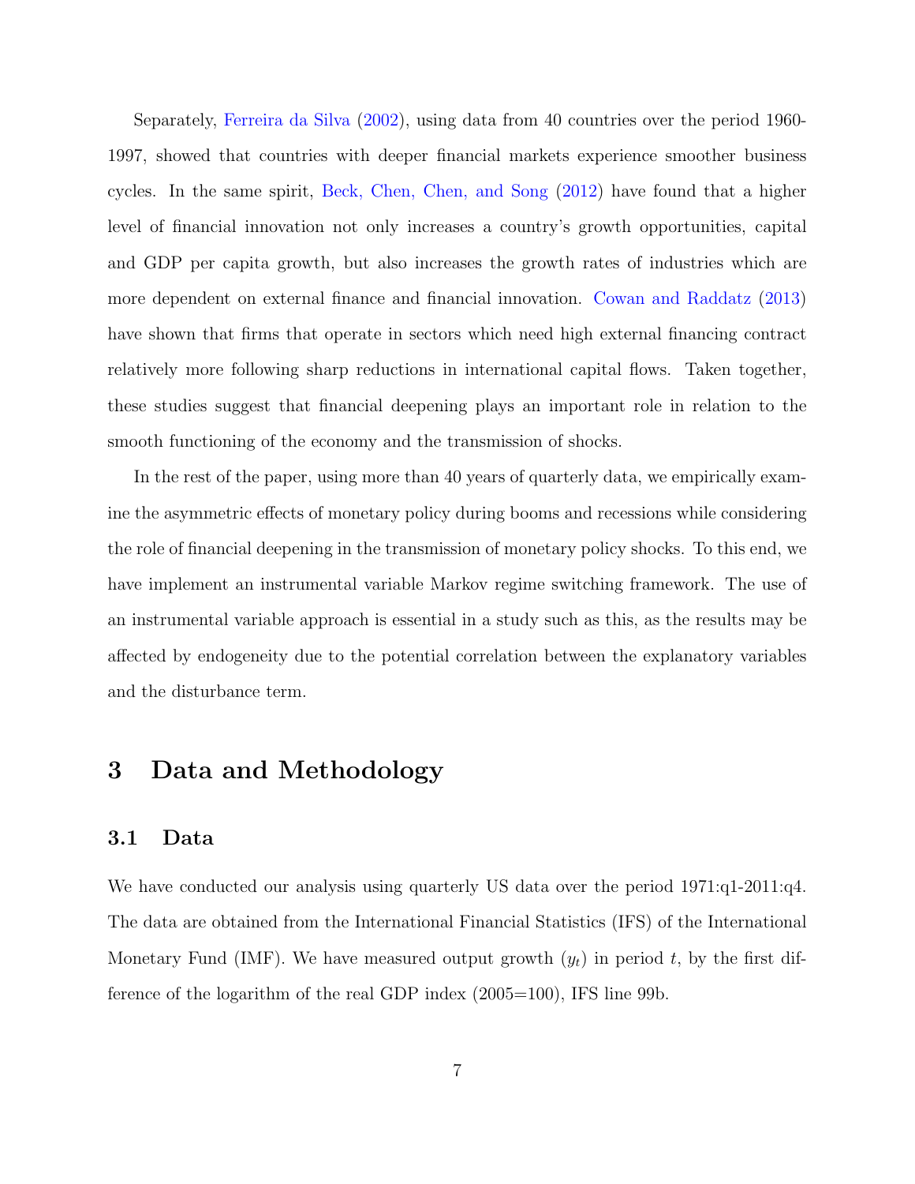Separately, Ferreira da Silva (2002), using data from 40 countries over the period 1960-1997, showed that countries with deeper financial markets experience smoother business cycles. In the same spirit, Beck, Chen, Chen, and Song (2012) have found that a higher level of financial innovation not only increases a country's growth opportunities, capital and GDP per capita growth, but also increases the growth rates of industries which are more dependent on external finance and financial innovation. Cowan and Raddatz (2013) have shown that firms that operate in sectors which need high external financing contract relatively more following sharp reductions in international capital flows. Taken together, these studies suggest that financial deepening plays an important role in relation to the smooth functioning of the economy and the transmission of shocks.

In the rest of the paper, using more than 40 years of quarterly data, we empirically examine the asymmetric effects of monetary policy during booms and recessions while considering the role of financial deepening in the transmission of monetary policy shocks. To this end, we have implement an instrumental variable Markov regime switching framework. The use of an instrumental variable approach is essential in a study such as this, as the results may be affected by endogeneity due to the potential correlation between the explanatory variables and the disturbance term.

# 3 Data and Methodology

## 3.1 Data

We have conducted our analysis using quarterly US data over the period 1971:q1-2011:q4. The data are obtained from the International Financial Statistics (IFS) of the International Monetary Fund (IMF). We have measured output growth ($y_t$) in period $t$, by the first difference of the logarithm of the real GDP index (2005=100), IFS line 99b.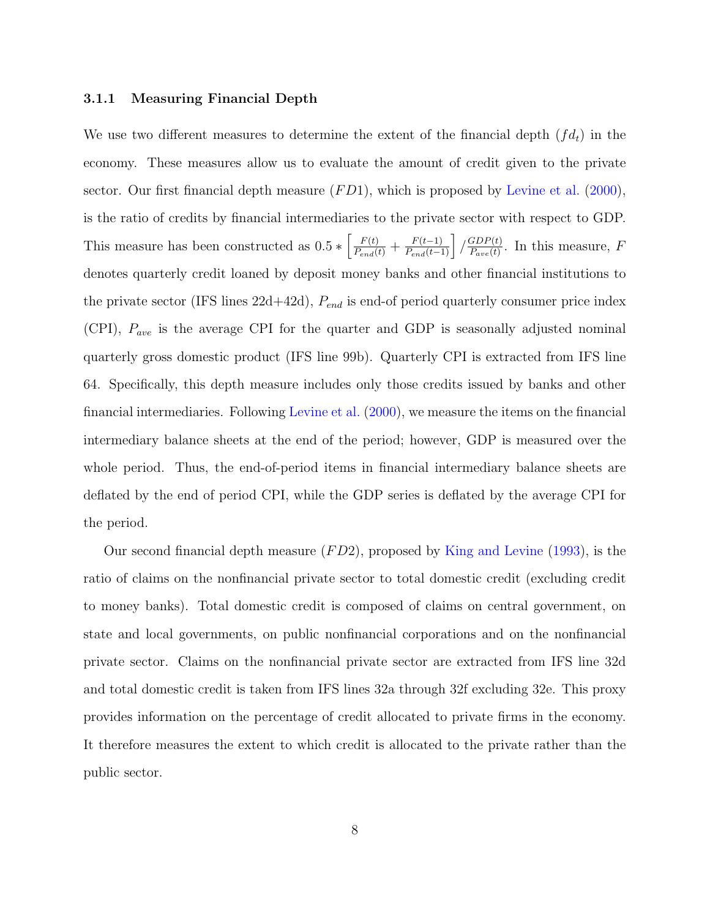### 3.1.1 Measuring Financial Depth

We use two different measures to determine the extent of the financial depth ($fd_t$) in the economy. These measures allow us to evaluate the amount of credit given to the private sector. Our first financial depth measure ($FD1$), which is proposed by Levine et al. (2000), is the ratio of credits by financial intermediaries to the private sector with respect to GDP. This measure has been constructed as $0.5 * \left[\frac{F(t)}{P_{end}(t)} + \frac{F(t-1)}{P_{end}(t-1)}\right] / \frac{GDP(t)}{P_{ave}(t)}$. In this measure, $F$ denotes quarterly credit loaned by deposit money banks and other financial institutions to the private sector (IFS lines 22d+42d), $P_{end}$ is end-of period quarterly consumer price index (CPI), $P_{ave}$ is the average CPI for the quarter and GDP is seasonally adjusted nominal quarterly gross domestic product (IFS line 99b). Quarterly CPI is extracted from IFS line 64. Specifically, this depth measure includes only those credits issued by banks and other financial intermediaries. Following Levine et al. (2000), we measure the items on the financial intermediary balance sheets at the end of the period; however, GDP is measured over the whole period. Thus, the end-of-period items in financial intermediary balance sheets are deflated by the end of period CPI, while the GDP series is deflated by the average CPI for the period.

Our second financial depth measure ($FD2$), proposed by King and Levine (1993), is the ratio of claims on the nonfinancial private sector to total domestic credit (excluding credit to money banks). Total domestic credit is composed of claims on central government, on state and local governments, on public nonfinancial corporations and on the nonfinancial private sector. Claims on the nonfinancial private sector are extracted from IFS line 32d and total domestic credit is taken from IFS lines 32a through 32f excluding 32e. This proxy provides information on the percentage of credit allocated to private firms in the economy. It therefore measures the extent to which credit is allocated to the private rather than the public sector.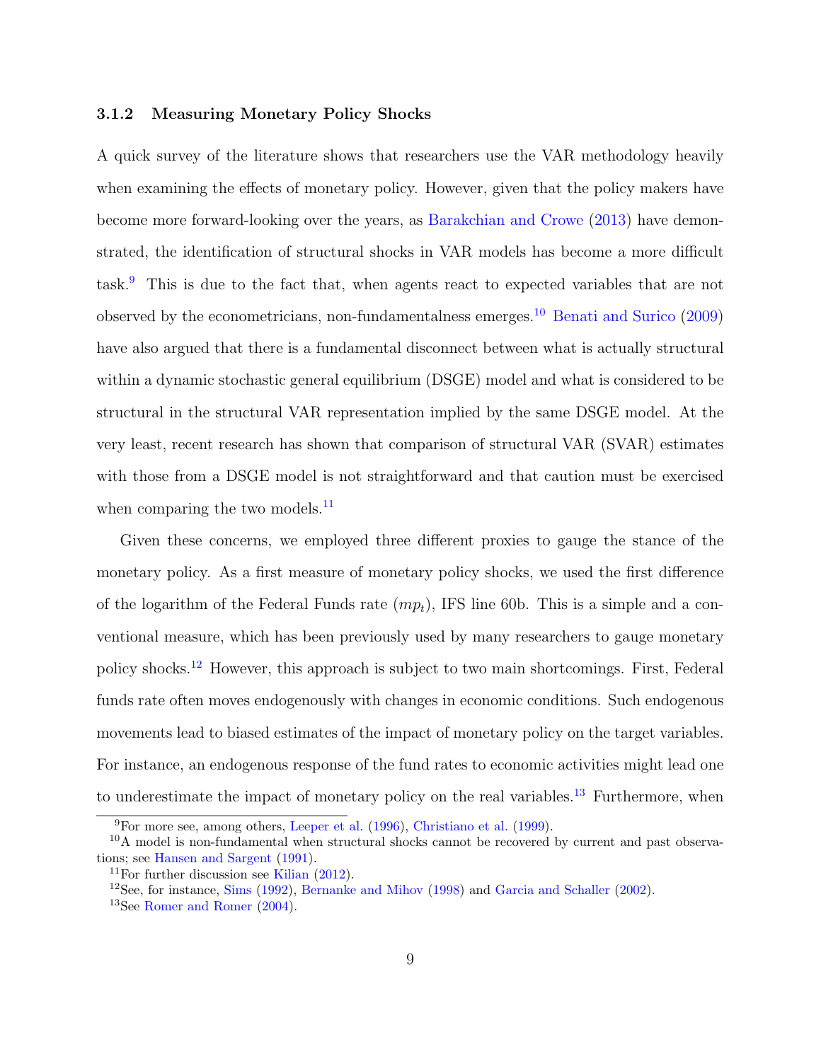### 3.1.2 Measuring Monetary Policy Shocks

A quick survey of the literature shows that researchers use the VAR methodology heavily when examining the effects of monetary policy. However, given that the policy makers have become more forward-looking over the years, as Barakchian and Crowe (2013) have demonstrated, the identification of structural shocks in VAR models has become a more difficult task.[9] This is due to the fact that, when agents react to expected variables that are not observed by the econometricians, non-fundamentalness emerges.[10] Benati and Surico (2009) have also argued that there is a fundamental disconnect between what is actually structural within a dynamic stochastic general equilibrium (DSGE) model and what is considered to be structural in the structural VAR representation implied by the same DSGE model. At the very least, recent research has shown that comparison of structural VAR (SVAR) estimates with those from a DSGE model is not straightforward and that caution must be exercised when comparing the two models.[11]

Given these concerns, we employed three different proxies to gauge the stance of the monetary policy. As a first measure of monetary policy shocks, we used the first difference of the logarithm of the Federal Funds rate ($mp_t$), IFS line 60b. This is a simple and a conventional measure, which has been previously used by many researchers to gauge monetary policy shocks.[12] However, this approach is subject to two main shortcomings. First, Federal funds rate often moves endogenously with changes in economic conditions. Such endogenous movements lead to biased estimates of the impact of monetary policy on the target variables. For instance, an endogenous response of the fund rates to economic activities might lead one to underestimate the impact of monetary policy on the real variables.[13] Furthermore, when

[9] For more see, among others, Leeper et al. (1996), Christiano et al. (1999).

[10] A model is non-fundamental when structural shocks cannot be recovered by current and past observations; see Hansen and Sargent (1991).

[11] For further discussion see Kilian (2012).

[12] See, for instance, Sims (1992), Bernanke and Mihov (1998) and Garcia and Schaller (2002).

[13] See Romer and Romer (2004).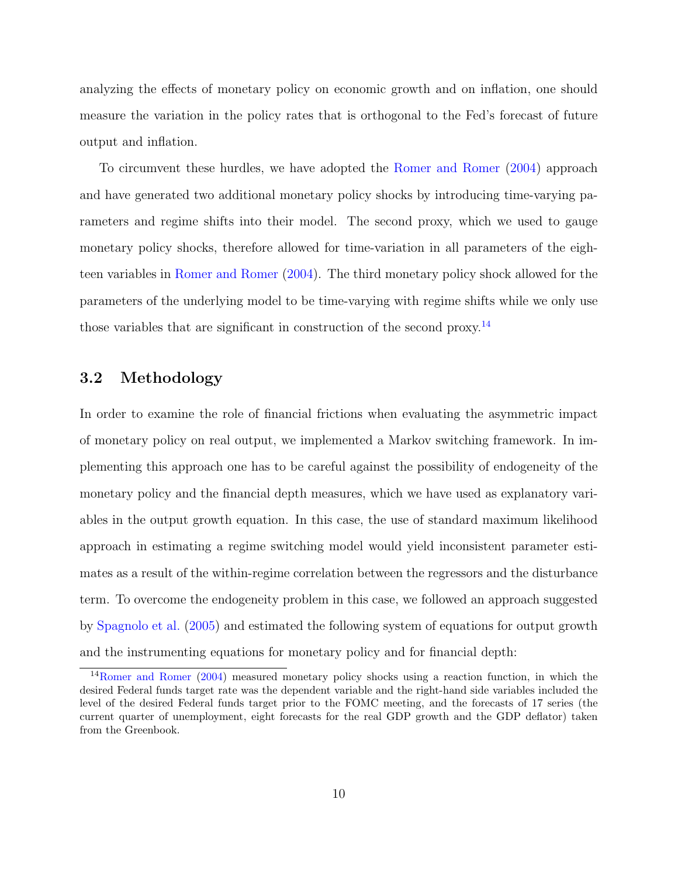analyzing the effects of monetary policy on economic growth and on inflation, one should measure the variation in the policy rates that is orthogonal to the Fed's forecast of future output and inflation.

To circumvent these hurdles, we have adopted the Romer and Romer (2004) approach and have generated two additional monetary policy shocks by introducing time-varying parameters and regime shifts into their model. The second proxy, which we used to gauge monetary policy shocks, therefore allowed for time-variation in all parameters of the eighteen variables in Romer and Romer (2004). The third monetary policy shock allowed for the parameters of the underlying model to be time-varying with regime shifts while we only use those variables that are significant in construction of the second proxy.[14]

## 3.2 Methodology

In order to examine the role of financial frictions when evaluating the asymmetric impact of monetary policy on real output, we implemented a Markov switching framework. In implementing this approach one has to be careful against the possibility of endogeneity of the monetary policy and the financial depth measures, which we have used as explanatory variables in the output growth equation. In this case, the use of standard maximum likelihood approach in estimating a regime switching model would yield inconsistent parameter estimates as a result of the within-regime correlation between the regressors and the disturbance term. To overcome the endogeneity problem in this case, we followed an approach suggested by Spagnolo et al. (2005) and estimated the following system of equations for output growth and the instrumenting equations for monetary policy and for financial depth:

[14] Romer and Romer (2004) measured monetary policy shocks using a reaction function, in which the desired Federal funds target rate was the dependent variable and the right-hand side variables included the level of the desired Federal funds target prior to the FOMC meeting, and the forecasts of 17 series (the current quarter of unemployment, eight forecasts for the real GDP growth and the GDP deflator) taken from the Greenbook.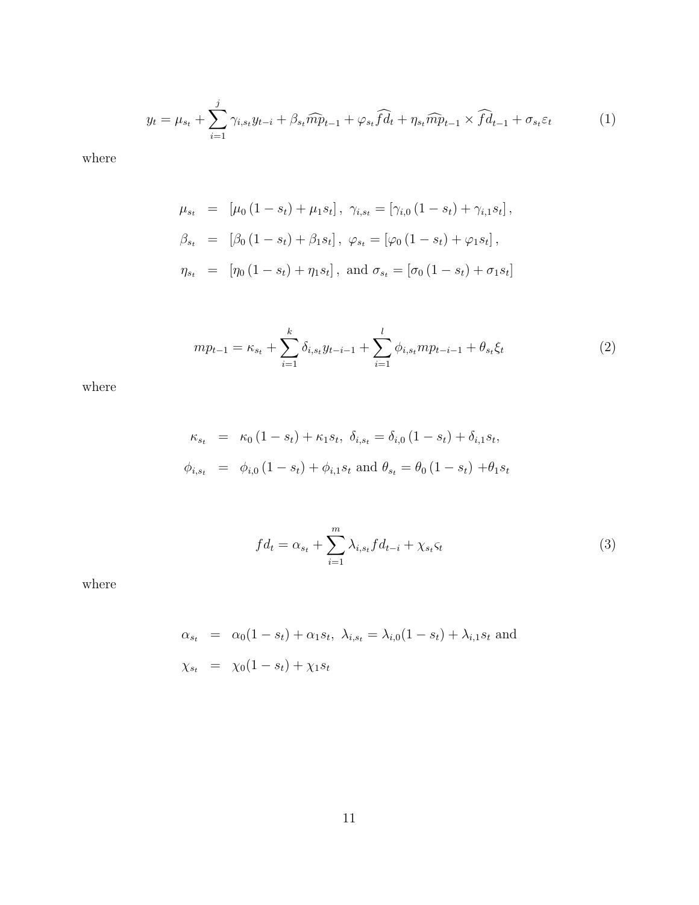$$y_t = \mu_{s_t} + \sum_{i=1}^{j} \gamma_{i,s_t} y_{t-i} + \beta_{s_t} \widehat{mp}_{t-1} + \varphi_{s_t} \widehat{fd}_t + \eta_{s_t} \widehat{mp}_{t-1} \times \widehat{fd}_{t-1} + \sigma_{s_t} \varepsilon_t \tag{1}$$

where

$$\begin{aligned}
\mu_{s_t} &= \left[\mu_0 \left(1 - s_t\right) + \mu_1 s_t\right], \; \gamma_{i,s_t} = \left[\gamma_{i,0} \left(1 - s_t\right) + \gamma_{i,1} s_t\right], \\
\beta_{s_t} &= \left[\beta_0 \left(1 - s_t\right) + \beta_1 s_t\right], \; \varphi_{s_t} = \left[\varphi_0 \left(1 - s_t\right) + \varphi_1 s_t\right], \\
\eta_{s_t} &= \left[\eta_0 \left(1 - s_t\right) + \eta_1 s_t\right], \text{ and } \sigma_{s_t} = \left[\sigma_0 \left(1 - s_t\right) + \sigma_1 s_t\right]
\end{aligned}$$

$$mp_{t-1} = \kappa_{s_t} + \sum_{i=1}^{k} \delta_{i,s_t} y_{t-i-1} + \sum_{i=1}^{l} \phi_{i,s_t} mp_{t-i-1} + \theta_{s_t} \xi_t \tag{2}$$

where

$$\begin{aligned}
\kappa_{s_t} &= \kappa_0 \left(1 - s_t\right) + \kappa_1 s_t, \; \delta_{i,s_t} = \delta_{i,0} \left(1 - s_t\right) + \delta_{i,1} s_t, \\
\phi_{i,s_t} &= \phi_{i,0} \left(1 - s_t\right) + \phi_{i,1} s_t \text{ and } \theta_{s_t} = \theta_0 \left(1 - s_t\right) + \theta_1 s_t
\end{aligned}$$

$$fd_t = \alpha_{s_t} + \sum_{i=1}^{m} \lambda_{i,s_t} fd_{t-i} + \chi_{s_t} \varsigma_t \tag{3}$$

where

$$\begin{aligned}
\alpha_{s_t} &= \alpha_0(1 - s_t) + \alpha_1 s_t, \; \lambda_{i,s_t} = \lambda_{i,0}(1 - s_t) + \lambda_{i,1} s_t \text{ and} \\
\chi_{s_t} &= \chi_0(1 - s_t) + \chi_1 s_t
\end{aligned}$$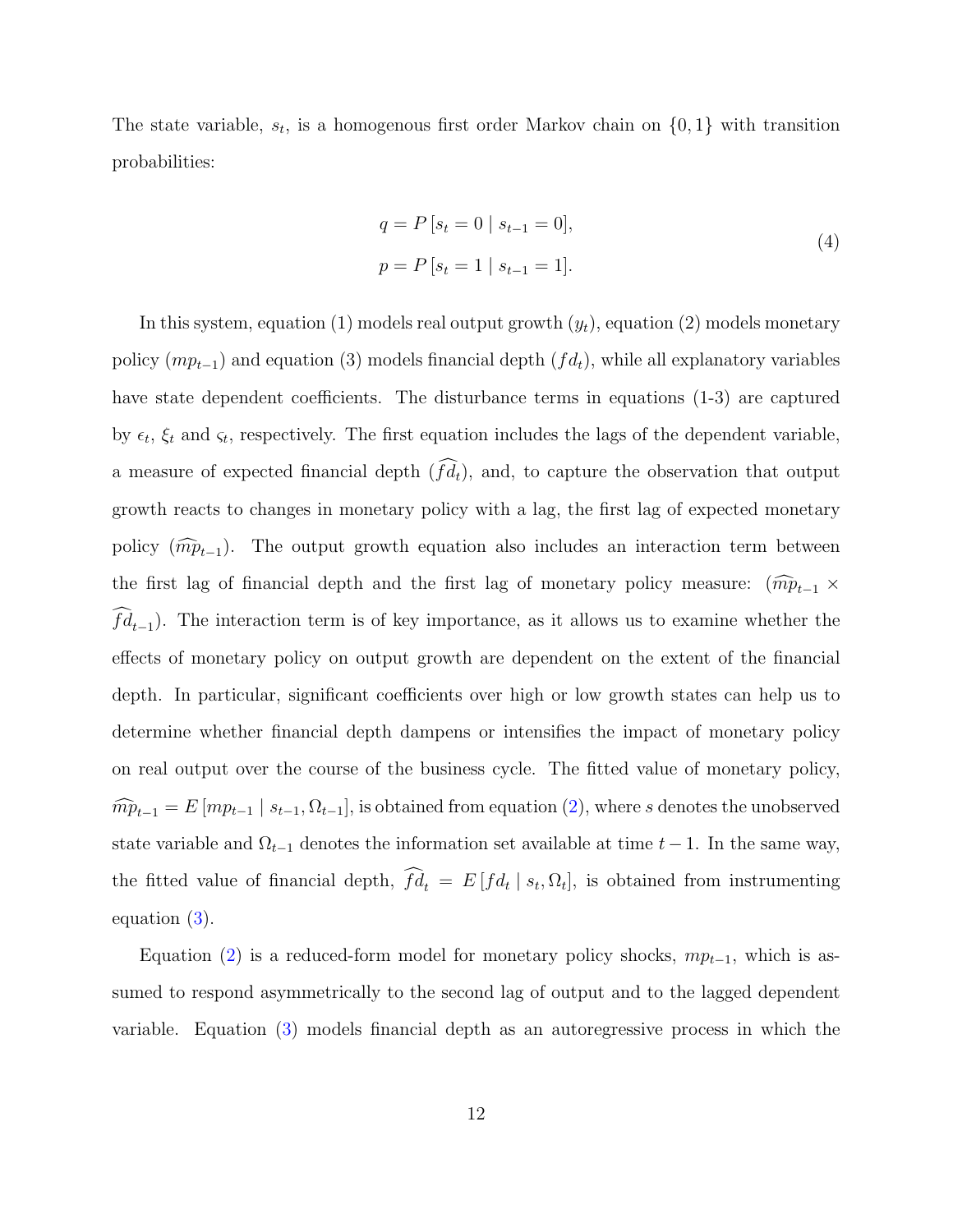The state variable, $s_t$, is a homogenous first order Markov chain on $\{0, 1\}$ with transition probabilities:

$$
\begin{aligned}
q &= P\left[s_t = 0 \mid s_{t-1} = 0\right], \\
p &= P\left[s_t = 1 \mid s_{t-1} = 1\right].
\end{aligned}
\tag{4}
$$

In this system, equation (1) models real output growth ($y_t$), equation (2) models monetary policy ($mp_{t-1}$) and equation (3) models financial depth ($fd_t$), while all explanatory variables have state dependent coefficients. The disturbance terms in equations (1-3) are captured by $\epsilon_t$, $\xi_t$ and $\varsigma_t$, respectively. The first equation includes the lags of the dependent variable, a measure of expected financial depth ($\widehat{fd}_t$), and, to capture the observation that output growth reacts to changes in monetary policy with a lag, the first lag of expected monetary policy ($\widehat{mp}_{t-1}$). The output growth equation also includes an interaction term between the first lag of financial depth and the first lag of monetary policy measure: ($\widehat{mp}_{t-1} \times \widehat{fd}_{t-1}$). The interaction term is of key importance, as it allows us to examine whether the effects of monetary policy on output growth are dependent on the extent of the financial depth. In particular, significant coefficients over high or low growth states can help us to determine whether financial depth dampens or intensifies the impact of monetary policy on real output over the course of the business cycle. The fitted value of monetary policy, $\widehat{mp}_{t-1} = E\left[mp_{t-1} \mid s_{t-1}, \Omega_{t-1}\right]$, is obtained from equation (2), where $s$ denotes the unobserved state variable and $\Omega_{t-1}$ denotes the information set available at time $t-1$. In the same way, the fitted value of financial depth, $\widehat{fd}_t = E\left[fd_t \mid s_t, \Omega_t\right]$, is obtained from instrumenting equation (3).

Equation (2) is a reduced-form model for monetary policy shocks, $mp_{t-1}$, which is assumed to respond asymmetrically to the second lag of output and to the lagged dependent variable. Equation (3) models financial depth as an autoregressive process in which the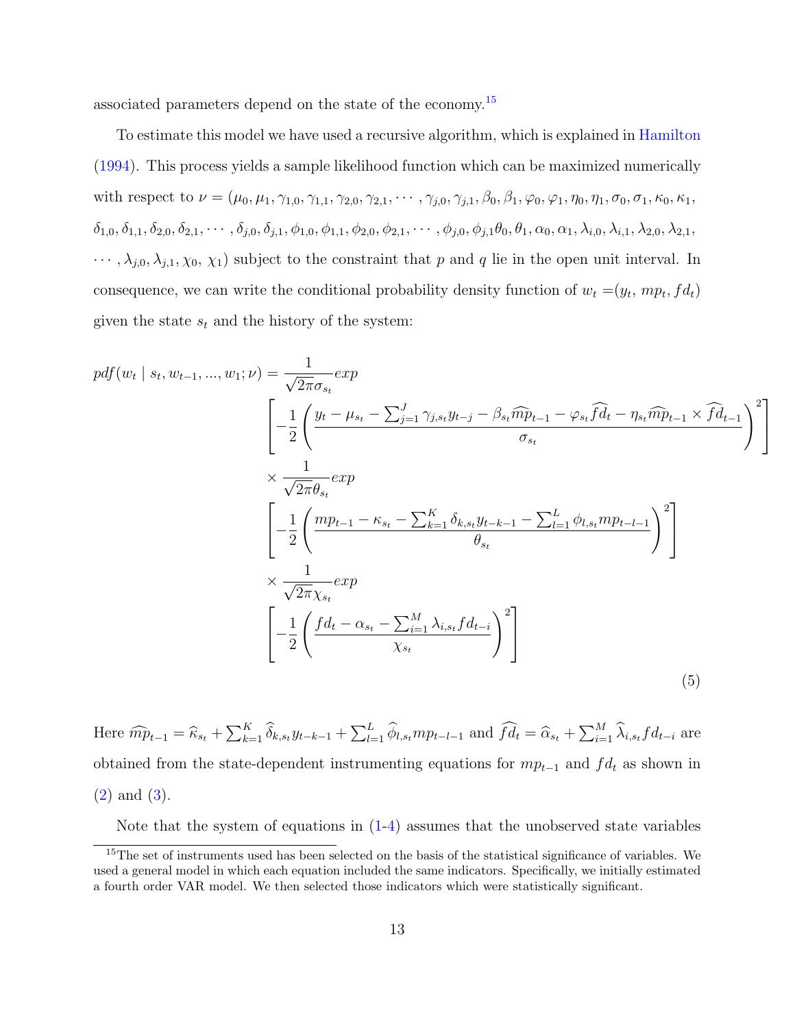associated parameters depend on the state of the economy.[15]

To estimate this model we have used a recursive algorithm, which is explained in Hamilton (1994). This process yields a sample likelihood function which can be maximized numerically with respect to $\nu = (\mu_0, \mu_1, \gamma_{1,0}, \gamma_{1,1}, \gamma_{2,0}, \gamma_{2,1}, \cdots, \gamma_{j,0}, \gamma_{j,1}, \beta_0, \beta_1, \varphi_0, \varphi_1, \eta_0, \eta_1, \sigma_0, \sigma_1, \kappa_0, \kappa_1, \delta_{1,0}, \delta_{1,1}, \delta_{2,0}, \delta_{2,1}, \cdots, \delta_{j,0}, \delta_{j,1}, \phi_{1,0}, \phi_{1,1}, \phi_{2,0}, \phi_{2,1}, \cdots, \phi_{j,0}, \phi_{j,1}\theta_0, \theta_1, \alpha_0, \alpha_1, \lambda_{i,0}, \lambda_{i,1}, \lambda_{2,0}, \lambda_{2,1}, \cdots, \lambda_{j,0}, \lambda_{j,1}, \chi_0, \chi_1)$ subject to the constraint that $p$ and $q$ lie in the open unit interval. In consequence, we can write the conditional probability density function of $w_t = (y_t, mp_t, fd_t)$ given the state $s_t$ and the history of the system:

$$
\begin{aligned}
pdf(w_t \mid s_t, w_{t-1}, ..., w_1; \nu) = & \frac{1}{\sqrt{2\pi}\sigma_{s_t}} exp \\
& \left[ -\frac{1}{2} \left( \frac{y_t - \mu_{s_t} - \sum_{j=1}^{J} \gamma_{j,s_t} y_{t-j} - \beta_{s_t} \widehat{mp}_{t-1} - \varphi_{s_t} \widehat{fd}_t - \eta_{s_t} \widehat{mp}_{t-1} \times \widehat{fd}_{t-1}}{\sigma_{s_t}} \right)^2 \right] \\
& \times \frac{1}{\sqrt{2\pi}\theta_{s_t}} exp \\
& \left[ -\frac{1}{2} \left( \frac{mp_{t-1} - \kappa_{s_t} - \sum_{k=1}^{K} \delta_{k,s_t} y_{t-k-1} - \sum_{l=1}^{L} \phi_{l,s_t} mp_{t-l-1}}{\theta_{s_t}} \right)^2 \right] \\
& \times \frac{1}{\sqrt{2\pi}\chi_{s_t}} exp \\
& \left[ -\frac{1}{2} \left( \frac{fd_t - \alpha_{s_t} - \sum_{i=1}^{M} \lambda_{i,s_t} fd_{t-i}}{\chi_{s_t}} \right)^2 \right]
\end{aligned}
\tag{5}
$$

Here $\widehat{mp}_{t-1} = \widehat{\kappa}_{s_t} + \sum_{k=1}^{K} \widehat{\delta}_{k,s_t} y_{t-k-1} + \sum_{l=1}^{L} \widehat{\phi}_{l,s_t} mp_{t-l-1}$ and $\widehat{fd}_t = \widehat{\alpha}_{s_t} + \sum_{i=1}^{M} \widehat{\lambda}_{i,s_t} fd_{t-i}$ are obtained from the state-dependent instrumenting equations for $mp_{t-1}$ and $fd_t$ as shown in (2) and (3).

Note that the system of equations in (1-4) assumes that the unobserved state variables

[15] The set of instruments used has been selected on the basis of the statistical significance of variables. We used a general model in which each equation included the same indicators. Specifically, we initially estimated a fourth order VAR model. We then selected those indicators which were statistically significant.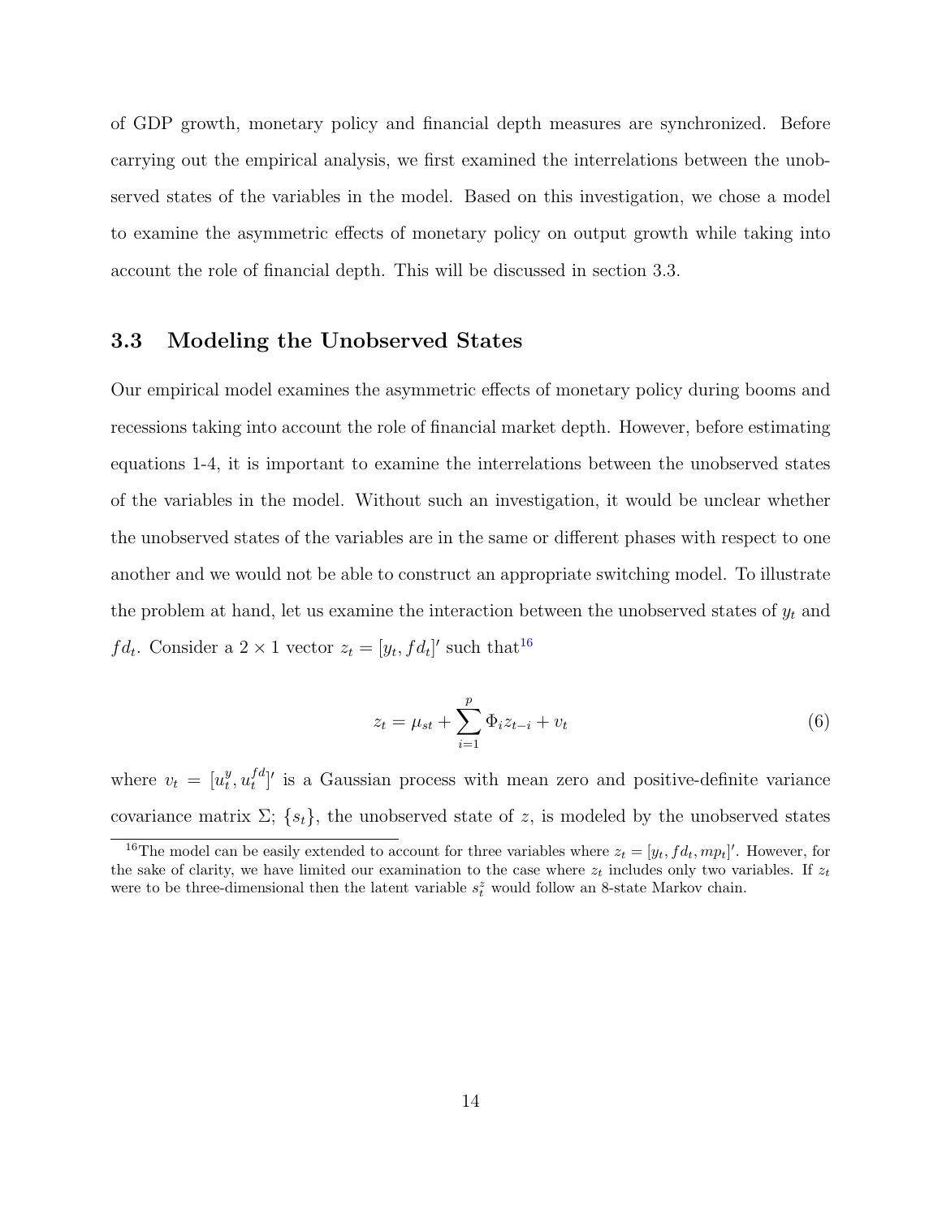of GDP growth, monetary policy and financial depth measures are synchronized. Before carrying out the empirical analysis, we first examined the interrelations between the unobserved states of the variables in the model. Based on this investigation, we chose a model to examine the asymmetric effects of monetary policy on output growth while taking into account the role of financial depth. This will be discussed in section 3.3.

### 3.3 Modeling the Unobserved States

Our empirical model examines the asymmetric effects of monetary policy during booms and recessions taking into account the role of financial market depth. However, before estimating equations 1-4, it is important to examine the interrelations between the unobserved states of the variables in the model. Without such an investigation, it would be unclear whether the unobserved states of the variables are in the same or different phases with respect to one another and we would not be able to construct an appropriate switching model. To illustrate the problem at hand, let us examine the interaction between the unobserved states of $y_t$ and $fd_t$. Consider a $2 \times 1$ vector $z_t = [y_t, fd_t]'$ such that[16]

$$z_t = \mu_{st} + \sum_{i=1}^{p} \Phi_i z_{t-i} + v_t \tag{6}$$

where $v_t = [u_t^y, u_t^{fd}]'$ is a Gaussian process with mean zero and positive-definite variance covariance matrix $\Sigma$; $\{s_t\}$, the unobserved state of $z$, is modeled by the unobserved states

[16] The model can be easily extended to account for three variables where $z_t = [y_t, fd_t, mp_t]'$. However, for the sake of clarity, we have limited our examination to the case where $z_t$ includes only two variables. If $z_t$ were to be three-dimensional then the latent variable $s_t^z$ would follow an 8-state Markov chain.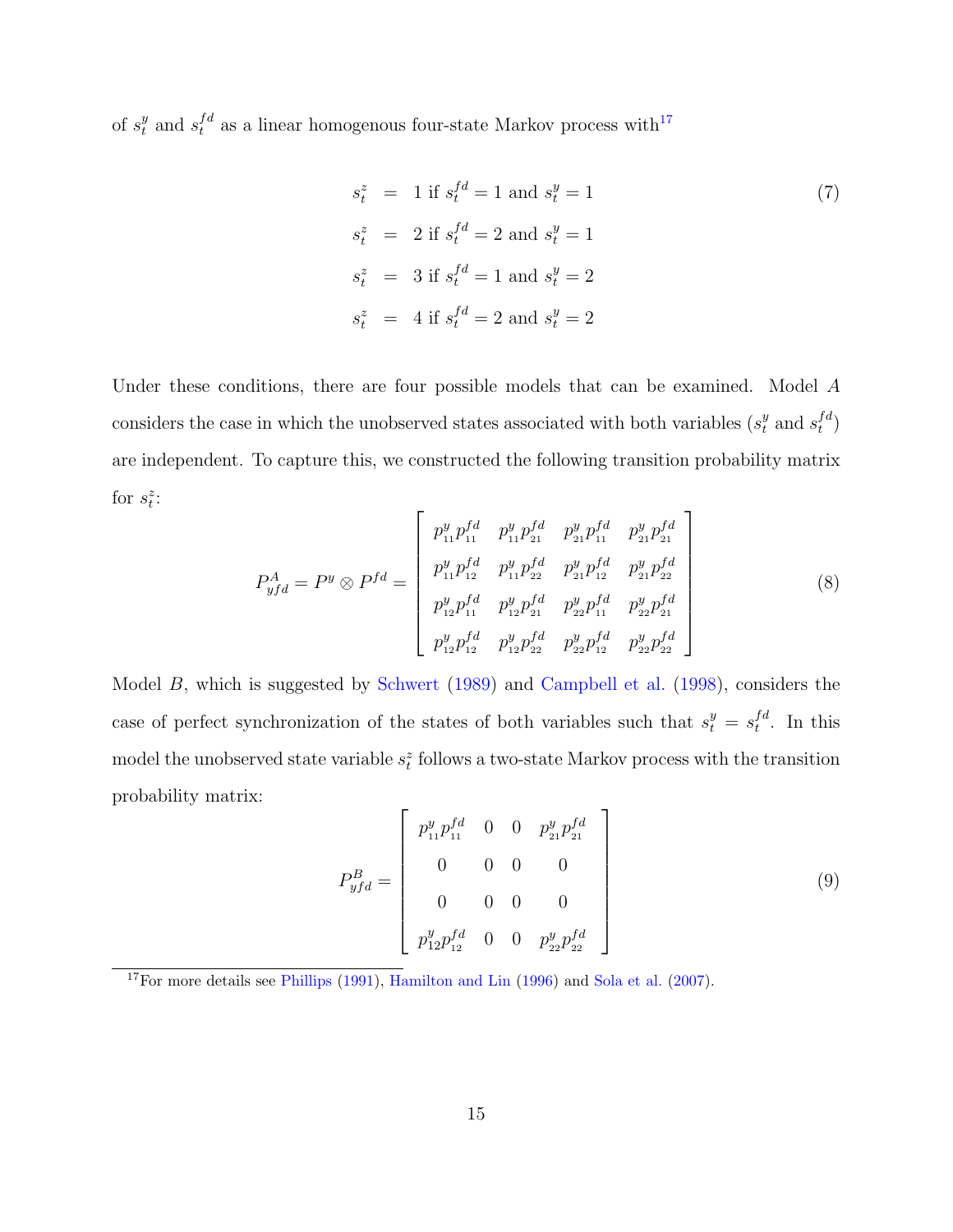of $s_t^y$ and $s_t^{fd}$ as a linear homogenous four-state Markov process with[17]

$$
\begin{aligned}
s_t^z &= 1 \text{ if } s_t^{fd} = 1 \text{ and } s_t^y = 1 \\
s_t^z &= 2 \text{ if } s_t^{fd} = 2 \text{ and } s_t^y = 1 \\
s_t^z &= 3 \text{ if } s_t^{fd} = 1 \text{ and } s_t^y = 2 \\
s_t^z &= 4 \text{ if } s_t^{fd} = 2 \text{ and } s_t^y = 2
\end{aligned}
\tag{7}
$$

Under these conditions, there are four possible models that can be examined. Model $A$ considers the case in which the unobserved states associated with both variables ($s_t^y$ and $s_t^{fd}$) are independent. To capture this, we constructed the following transition probability matrix for $s_t^z$:

$$
P_{yfd}^A = P^y \otimes P^{fd} = \begin{bmatrix}
p_{11}^y p_{11}^{fd} & p_{11}^y p_{21}^{fd} & p_{21}^y p_{11}^{fd} & p_{21}^y p_{21}^{fd} \\
p_{11}^y p_{12}^{fd} & p_{11}^y p_{22}^{fd} & p_{21}^y p_{12}^{fd} & p_{21}^y p_{22}^{fd} \\
p_{12}^y p_{11}^{fd} & p_{12}^y p_{21}^{fd} & p_{22}^y p_{11}^{fd} & p_{22}^y p_{21}^{fd} \\
p_{12}^y p_{12}^{fd} & p_{12}^y p_{22}^{fd} & p_{22}^y p_{12}^{fd} & p_{22}^y p_{22}^{fd}
\end{bmatrix}
\tag{8}
$$

Model $B$, which is suggested by Schwert (1989) and Campbell et al. (1998), considers the case of perfect synchronization of the states of both variables such that $s_t^y = s_t^{fd}$. In this model the unobserved state variable $s_t^z$ follows a two-state Markov process with the transition probability matrix:

$$
P_{yfd}^B = \begin{bmatrix}
p_{11}^y p_{11}^{fd} & 0 & 0 & p_{21}^y p_{21}^{fd} \\
0 & 0 & 0 & 0 \\
0 & 0 & 0 & 0 \\
p_{12}^y p_{12}^{fd} & 0 & 0 & p_{22}^y p_{22}^{fd}
\end{bmatrix}
\tag{9}
$$

[17] For more details see Phillips (1991), Hamilton and Lin (1996) and Sola et al. (2007).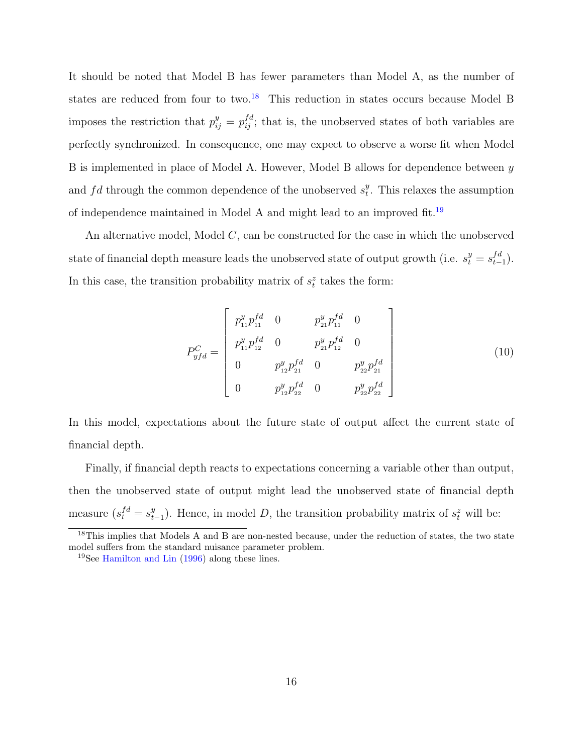It should be noted that Model B has fewer parameters than Model A, as the number of states are reduced from four to two.[18] This reduction in states occurs because Model B imposes the restriction that $p^{y}_{ij} = p^{fd}_{ij}$; that is, the unobserved states of both variables are perfectly synchronized. In consequence, one may expect to observe a worse fit when Model B is implemented in place of Model A. However, Model B allows for dependence between $y$ and $fd$ through the common dependence of the unobserved $s^{y}_{t}$. This relaxes the assumption of independence maintained in Model A and might lead to an improved fit.[19]

An alternative model, Model $C$, can be constructed for the case in which the unobserved state of financial depth measure leads the unobserved state of output growth (i.e. $s^{y}_{t} = s^{fd}_{t-1}$). In this case, the transition probability matrix of $s^{z}_{t}$ takes the form:

$$P^{C}_{yfd} = \begin{bmatrix} p^{y}_{11}p^{fd}_{11} & 0 & p^{y}_{21}p^{fd}_{11} & 0 \\ p^{y}_{11}p^{fd}_{12} & 0 & p^{y}_{21}p^{fd}_{12} & 0 \\ 0 & p^{y}_{12}p^{fd}_{21} & 0 & p^{y}_{22}p^{fd}_{21} \\ 0 & p^{y}_{12}p^{fd}_{22} & 0 & p^{y}_{22}p^{fd}_{22} \end{bmatrix} \tag{10}$$

In this model, expectations about the future state of output affect the current state of financial depth.

Finally, if financial depth reacts to expectations concerning a variable other than output, then the unobserved state of output might lead the unobserved state of financial depth measure ($s^{fd}_{t} = s^{y}_{t-1}$). Hence, in model $D$, the transition probability matrix of $s^{z}_{t}$ will be:

[18] This implies that Models A and B are non-nested because, under the reduction of states, the two state model suffers from the standard nuisance parameter problem.

[19] See Hamilton and Lin (1996) along these lines.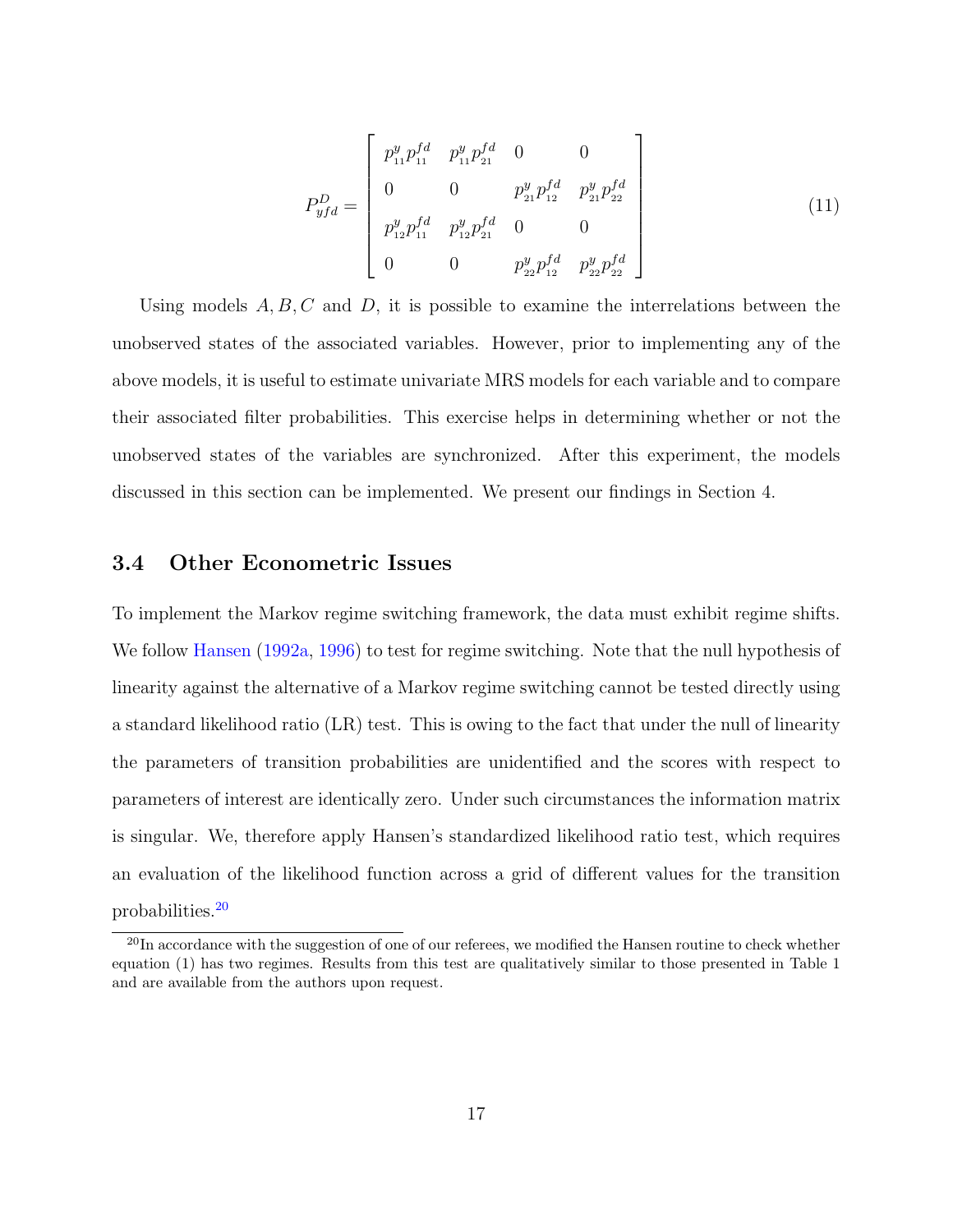$$P_{yfd}^{D} = \begin{bmatrix} p_{11}^{y} p_{11}^{fd} & p_{11}^{y} p_{21}^{fd} & 0 & 0 \\ 0 & 0 & p_{21}^{y} p_{12}^{fd} & p_{21}^{y} p_{22}^{fd} \\ p_{12}^{y} p_{11}^{fd} & p_{12}^{y} p_{21}^{fd} & 0 & 0 \\ 0 & 0 & p_{22}^{y} p_{12}^{fd} & p_{22}^{y} p_{22}^{fd} \end{bmatrix} \tag{11}$$

Using models $A, B, C$ and $D$, it is possible to examine the interrelations between the unobserved states of the associated variables. However, prior to implementing any of the above models, it is useful to estimate univariate MRS models for each variable and to compare their associated filter probabilities. This exercise helps in determining whether or not the unobserved states of the variables are synchronized. After this experiment, the models discussed in this section can be implemented. We present our findings in Section 4.

### 3.4 Other Econometric Issues

To implement the Markov regime switching framework, the data must exhibit regime shifts. We follow Hansen (1992a, 1996) to test for regime switching. Note that the null hypothesis of linearity against the alternative of a Markov regime switching cannot be tested directly using a standard likelihood ratio (LR) test. This is owing to the fact that under the null of linearity the parameters of transition probabilities are unidentified and the scores with respect to parameters of interest are identically zero. Under such circumstances the information matrix is singular. We, therefore apply Hansen's standardized likelihood ratio test, which requires an evaluation of the likelihood function across a grid of different values for the transition probabilities.[20]

[20] In accordance with the suggestion of one of our referees, we modified the Hansen routine to check whether equation (1) has two regimes. Results from this test are qualitatively similar to those presented in Table 1 and are available from the authors upon request.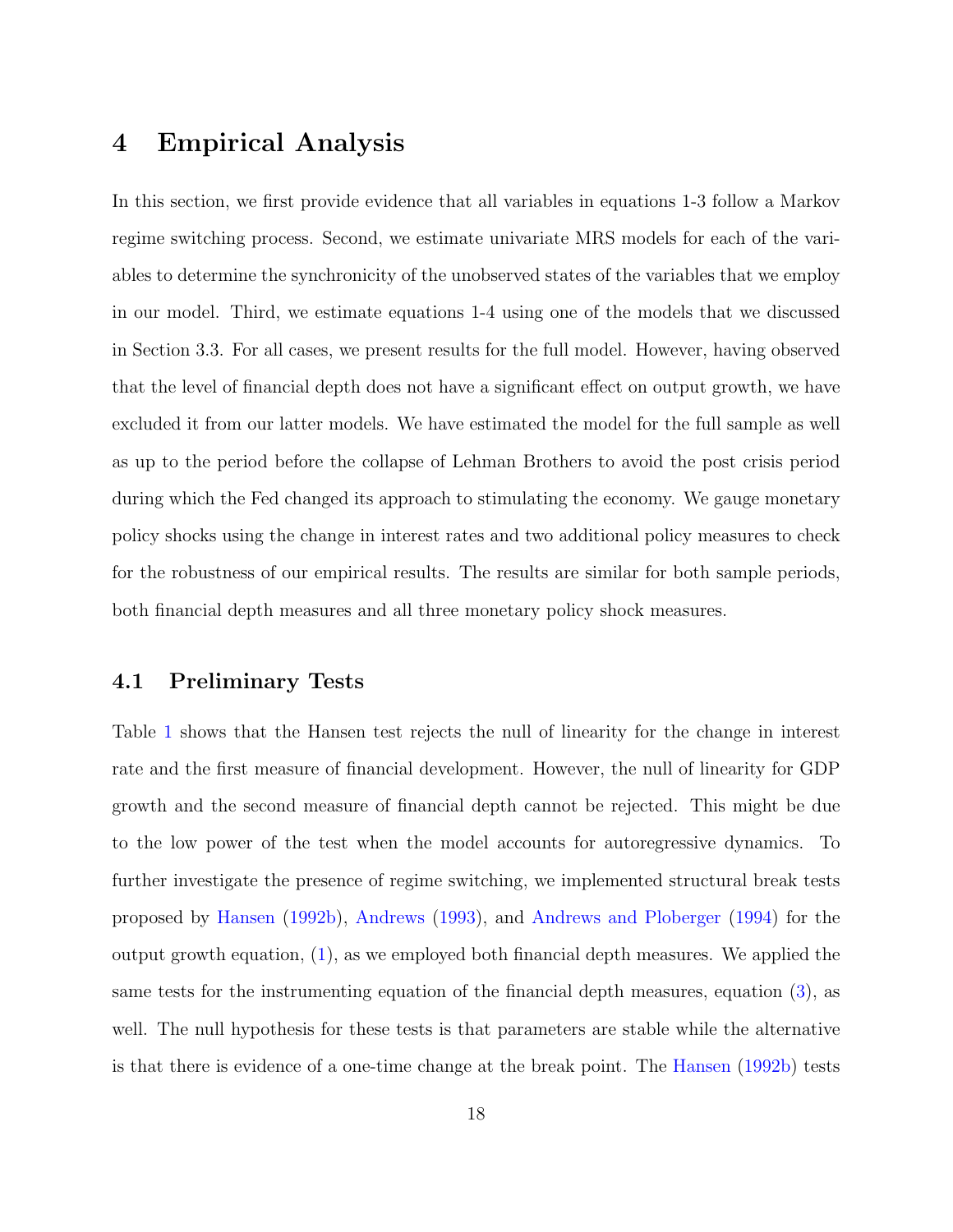## 4 Empirical Analysis

In this section, we first provide evidence that all variables in equations 1-3 follow a Markov regime switching process. Second, we estimate univariate MRS models for each of the variables to determine the synchronicity of the unobserved states of the variables that we employ in our model. Third, we estimate equations 1-4 using one of the models that we discussed in Section 3.3. For all cases, we present results for the full model. However, having observed that the level of financial depth does not have a significant effect on output growth, we have excluded it from our latter models. We have estimated the model for the full sample as well as up to the period before the collapse of Lehman Brothers to avoid the post crisis period during which the Fed changed its approach to stimulating the economy. We gauge monetary policy shocks using the change in interest rates and two additional policy measures to check for the robustness of our empirical results. The results are similar for both sample periods, both financial depth measures and all three monetary policy shock measures.

### 4.1 Preliminary Tests

Table 1 shows that the Hansen test rejects the null of linearity for the change in interest rate and the first measure of financial development. However, the null of linearity for GDP growth and the second measure of financial depth cannot be rejected. This might be due to the low power of the test when the model accounts for autoregressive dynamics. To further investigate the presence of regime switching, we implemented structural break tests proposed by Hansen (1992b), Andrews (1993), and Andrews and Ploberger (1994) for the output growth equation, (1), as we employed both financial depth measures. We applied the same tests for the instrumenting equation of the financial depth measures, equation (3), as well. The null hypothesis for these tests is that parameters are stable while the alternative is that there is evidence of a one-time change at the break point. The Hansen (1992b) tests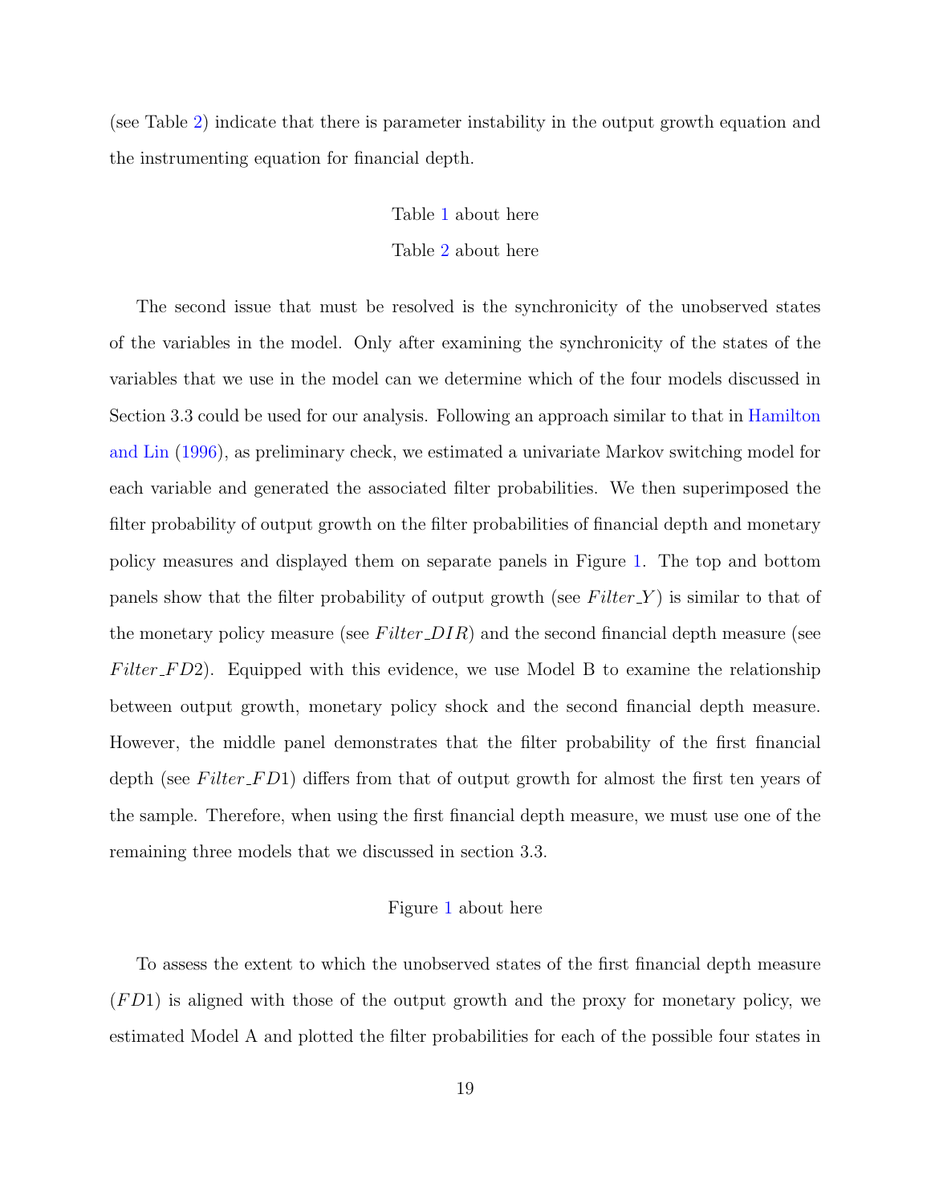(see Table 2) indicate that there is parameter instability in the output growth equation and the instrumenting equation for financial depth.

Table 1 about here

Table 2 about here

The second issue that must be resolved is the synchronicity of the unobserved states of the variables in the model. Only after examining the synchronicity of the states of the variables that we use in the model can we determine which of the four models discussed in Section 3.3 could be used for our analysis. Following an approach similar to that in Hamilton and Lin (1996), as preliminary check, we estimated a univariate Markov switching model for each variable and generated the associated filter probabilities. We then superimposed the filter probability of output growth on the filter probabilities of financial depth and monetary policy measures and displayed them on separate panels in Figure 1. The top and bottom panels show that the filter probability of output growth (see $Filter\_Y$) is similar to that of the monetary policy measure (see $Filter\_DIR$) and the second financial depth measure (see $Filter\_FD2$). Equipped with this evidence, we use Model B to examine the relationship between output growth, monetary policy shock and the second financial depth measure. However, the middle panel demonstrates that the filter probability of the first financial depth (see $Filter\_FD1$) differs from that of output growth for almost the first ten years of the sample. Therefore, when using the first financial depth measure, we must use one of the remaining three models that we discussed in section 3.3.

Figure 1 about here

To assess the extent to which the unobserved states of the first financial depth measure ($FD1$) is aligned with those of the output growth and the proxy for monetary policy, we estimated Model A and plotted the filter probabilities for each of the possible four states in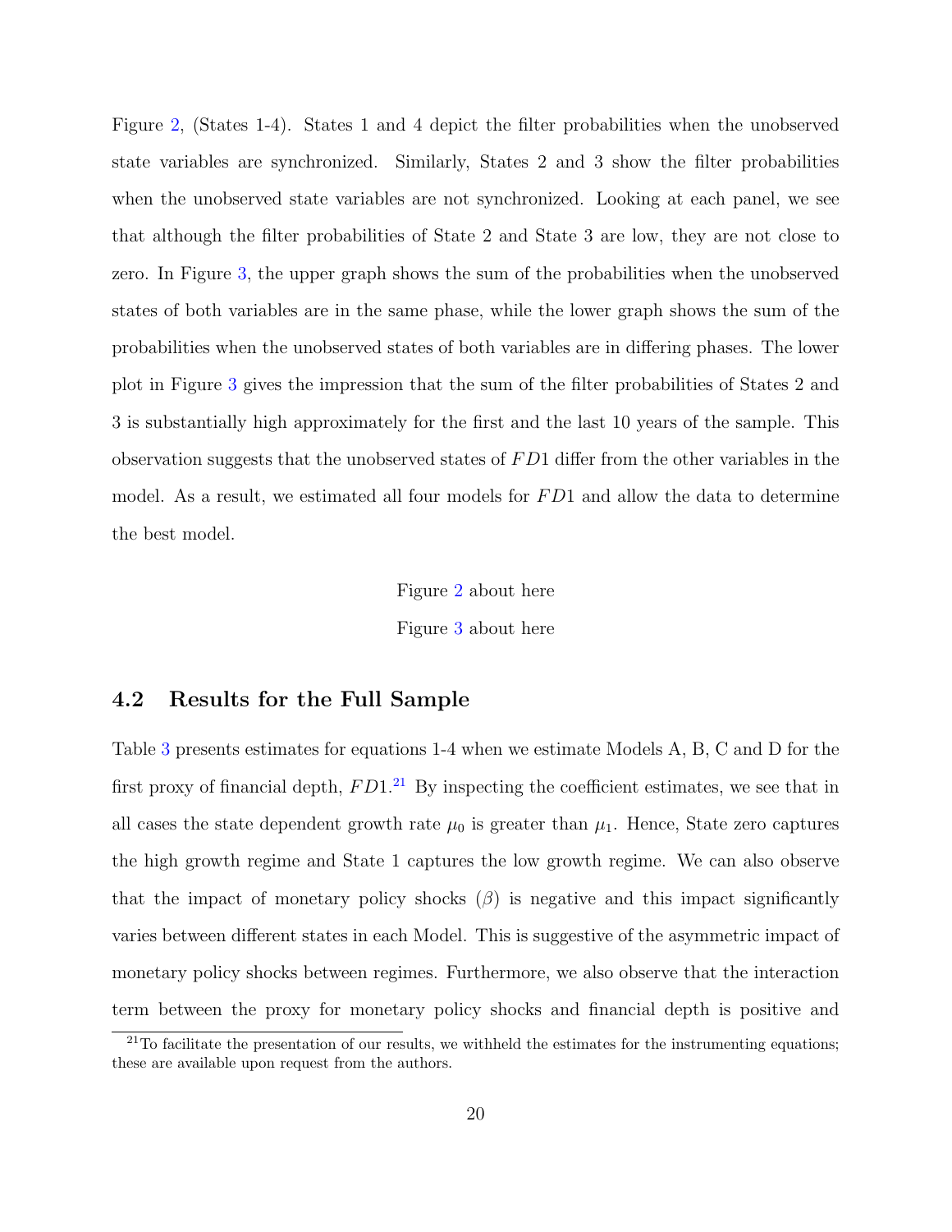Figure 2, (States 1-4). States 1 and 4 depict the filter probabilities when the unobserved state variables are synchronized. Similarly, States 2 and 3 show the filter probabilities when the unobserved state variables are not synchronized. Looking at each panel, we see that although the filter probabilities of State 2 and State 3 are low, they are not close to zero. In Figure 3, the upper graph shows the sum of the probabilities when the unobserved states of both variables are in the same phase, while the lower graph shows the sum of the probabilities when the unobserved states of both variables are in differing phases. The lower plot in Figure 3 gives the impression that the sum of the filter probabilities of States 2 and 3 is substantially high approximately for the first and the last 10 years of the sample. This observation suggests that the unobserved states of $FD1$ differ from the other variables in the model. As a result, we estimated all four models for $FD1$ and allow the data to determine the best model.

Figure 2 about here

Figure 3 about here

## 4.2 Results for the Full Sample

Table 3 presents estimates for equations 1-4 when we estimate Models A, B, C and D for the first proxy of financial depth, $FD1$.[21] By inspecting the coefficient estimates, we see that in all cases the state dependent growth rate $\mu_0$ is greater than $\mu_1$. Hence, State zero captures the high growth regime and State 1 captures the low growth regime. We can also observe that the impact of monetary policy shocks ($\beta$) is negative and this impact significantly varies between different states in each Model. This is suggestive of the asymmetric impact of monetary policy shocks between regimes. Furthermore, we also observe that the interaction term between the proxy for monetary policy shocks and financial depth is positive and

[21] To facilitate the presentation of our results, we withheld the estimates for the instrumenting equations; these are available upon request from the authors.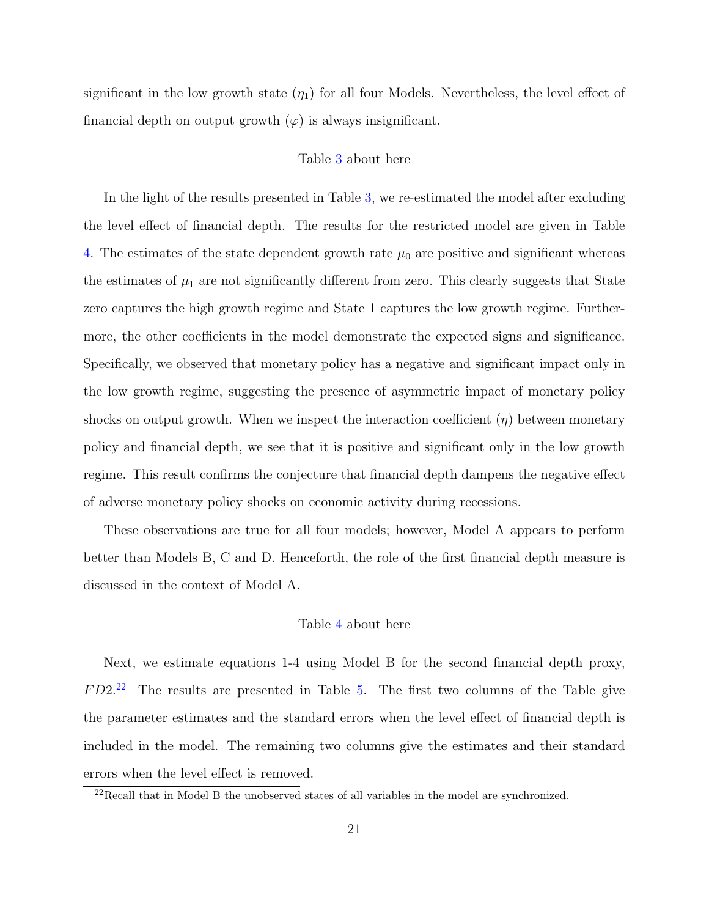significant in the low growth state ($\eta_1$) for all four Models. Nevertheless, the level effect of financial depth on output growth ($\varphi$) is always insignificant.

Table 3 about here

In the light of the results presented in Table 3, we re-estimated the model after excluding the level effect of financial depth. The results for the restricted model are given in Table 4. The estimates of the state dependent growth rate $\mu_0$ are positive and significant whereas the estimates of $\mu_1$ are not significantly different from zero. This clearly suggests that State zero captures the high growth regime and State 1 captures the low growth regime. Furthermore, the other coefficients in the model demonstrate the expected signs and significance. Specifically, we observed that monetary policy has a negative and significant impact only in the low growth regime, suggesting the presence of asymmetric impact of monetary policy shocks on output growth. When we inspect the interaction coefficient ($\eta$) between monetary policy and financial depth, we see that it is positive and significant only in the low growth regime. This result confirms the conjecture that financial depth dampens the negative effect of adverse monetary policy shocks on economic activity during recessions.

These observations are true for all four models; however, Model A appears to perform better than Models B, C and D. Henceforth, the role of the first financial depth measure is discussed in the context of Model A.

Table 4 about here

Next, we estimate equations 1-4 using Model B for the second financial depth proxy, $FD2$.[22] The results are presented in Table 5. The first two columns of the Table give the parameter estimates and the standard errors when the level effect of financial depth is included in the model. The remaining two columns give the estimates and their standard errors when the level effect is removed.

[22] Recall that in Model B the unobserved states of all variables in the model are synchronized.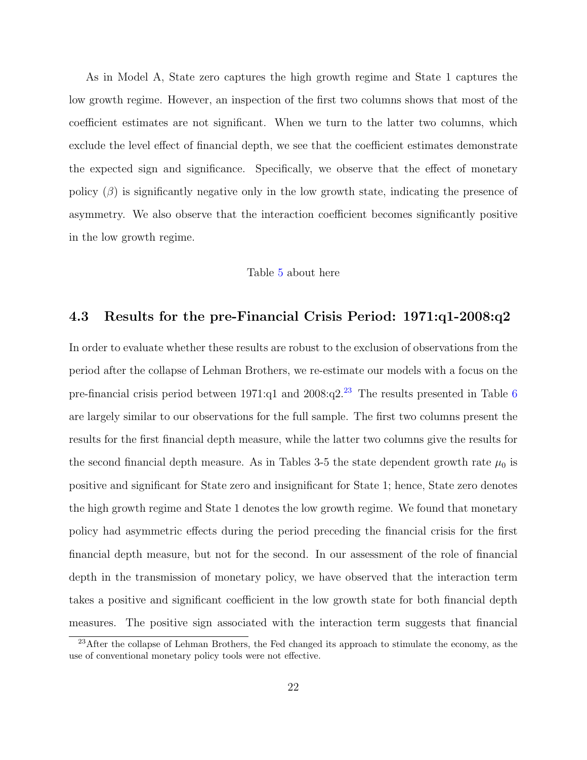As in Model A, State zero captures the high growth regime and State 1 captures the low growth regime. However, an inspection of the first two columns shows that most of the coefficient estimates are not significant. When we turn to the latter two columns, which exclude the level effect of financial depth, we see that the coefficient estimates demonstrate the expected sign and significance. Specifically, we observe that the effect of monetary policy ($\beta$) is significantly negative only in the low growth state, indicating the presence of asymmetry. We also observe that the interaction coefficient becomes significantly positive in the low growth regime.

Table 5 about here

### 4.3 Results for the pre-Financial Crisis Period: 1971:q1-2008:q2

In order to evaluate whether these results are robust to the exclusion of observations from the period after the collapse of Lehman Brothers, we re-estimate our models with a focus on the pre-financial crisis period between 1971:q1 and 2008:q2.[23] The results presented in Table 6 are largely similar to our observations for the full sample. The first two columns present the results for the first financial depth measure, while the latter two columns give the results for the second financial depth measure. As in Tables 3-5 the state dependent growth rate $\mu_0$ is positive and significant for State zero and insignificant for State 1; hence, State zero denotes the high growth regime and State 1 denotes the low growth regime. We found that monetary policy had asymmetric effects during the period preceding the financial crisis for the first financial depth measure, but not for the second. In our assessment of the role of financial depth in the transmission of monetary policy, we have observed that the interaction term takes a positive and significant coefficient in the low growth state for both financial depth measures. The positive sign associated with the interaction term suggests that financial

[23] After the collapse of Lehman Brothers, the Fed changed its approach to stimulate the economy, as the use of conventional monetary policy tools were not effective.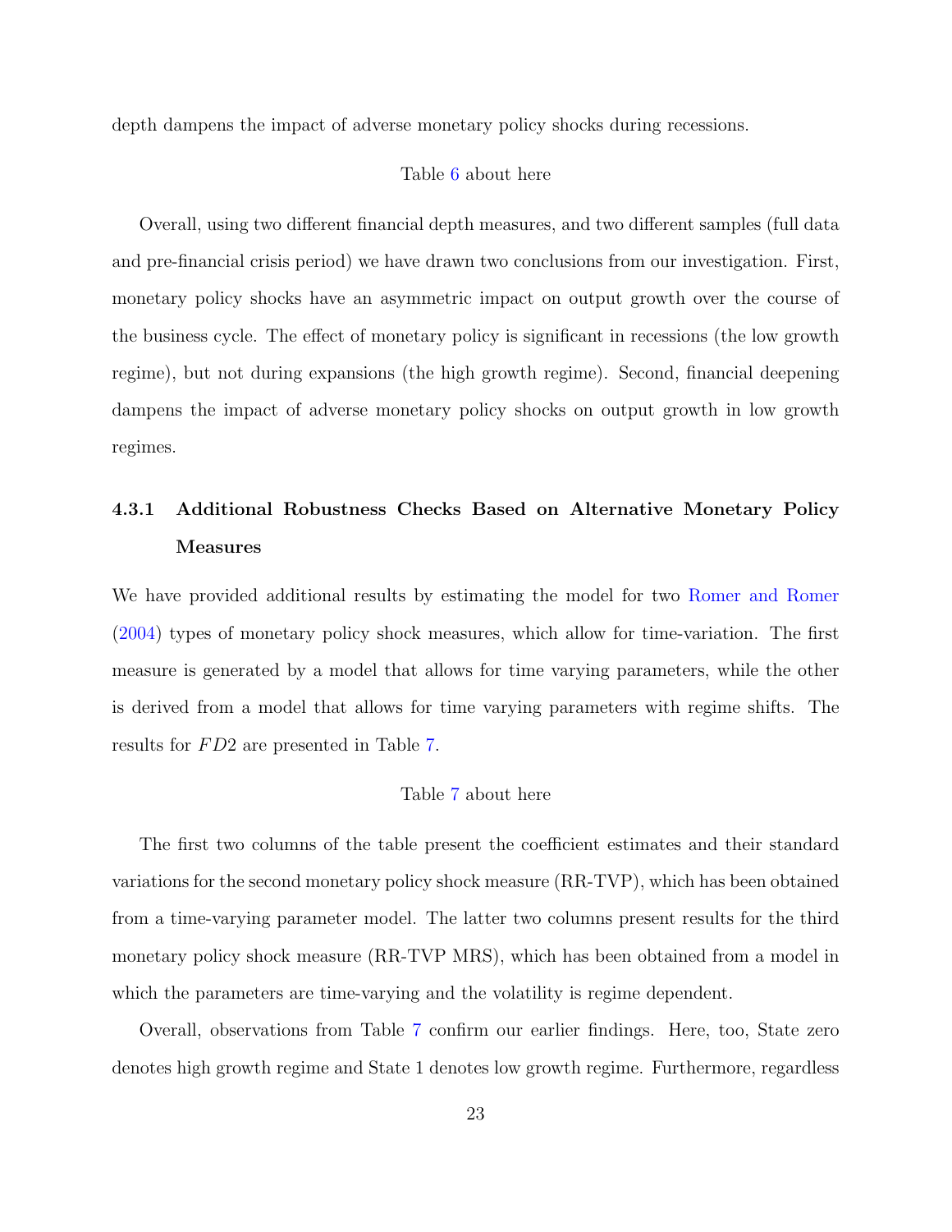depth dampens the impact of adverse monetary policy shocks during recessions.

Table 6 about here

Overall, using two different financial depth measures, and two different samples (full data and pre-financial crisis period) we have drawn two conclusions from our investigation. First, monetary policy shocks have an asymmetric impact on output growth over the course of the business cycle. The effect of monetary policy is significant in recessions (the low growth regime), but not during expansions (the high growth regime). Second, financial deepening dampens the impact of adverse monetary policy shocks on output growth in low growth regimes.

#### 4.3.1 Additional Robustness Checks Based on Alternative Monetary Policy Measures

We have provided additional results by estimating the model for two Romer and Romer (2004) types of monetary policy shock measures, which allow for time-variation. The first measure is generated by a model that allows for time varying parameters, while the other is derived from a model that allows for time varying parameters with regime shifts. The results for $FD2$ are presented in Table 7.

Table 7 about here

The first two columns of the table present the coefficient estimates and their standard variations for the second monetary policy shock measure (RR-TVP), which has been obtained from a time-varying parameter model. The latter two columns present results for the third monetary policy shock measure (RR-TVP MRS), which has been obtained from a model in which the parameters are time-varying and the volatility is regime dependent.

Overall, observations from Table 7 confirm our earlier findings. Here, too, State zero denotes high growth regime and State 1 denotes low growth regime. Furthermore, regardless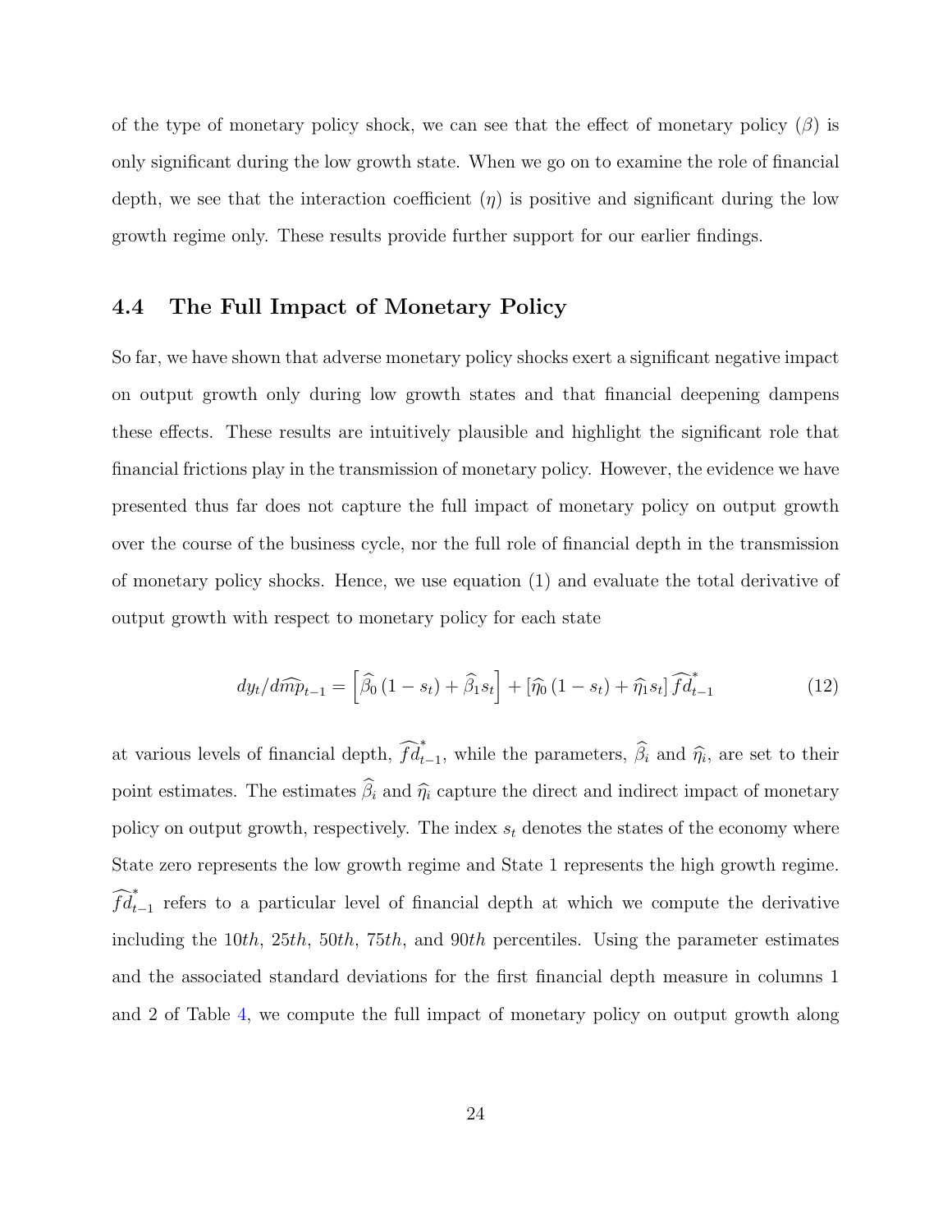of the type of monetary policy shock, we can see that the effect of monetary policy ($\beta$) is only significant during the low growth state. When we go on to examine the role of financial depth, we see that the interaction coefficient ($\eta$) is positive and significant during the low growth regime only. These results provide further support for our earlier findings.

## 4.4 The Full Impact of Monetary Policy

So far, we have shown that adverse monetary policy shocks exert a significant negative impact on output growth only during low growth states and that financial deepening dampens these effects. These results are intuitively plausible and highlight the significant role that financial frictions play in the transmission of monetary policy. However, the evidence we have presented thus far does not capture the full impact of monetary policy on output growth over the course of the business cycle, nor the full role of financial depth in the transmission of monetary policy shocks. Hence, we use equation (1) and evaluate the total derivative of output growth with respect to monetary policy for each state

$$dy_t/d\widehat{mp}_{t-1} = \left[\widehat{\beta}_0 (1 - s_t) + \widehat{\beta}_1 s_t\right] + \left[\widehat{\eta}_0 (1 - s_t) + \widehat{\eta}_1 s_t\right] \widehat{fd}^*_{t-1} \tag{12}$$

at various levels of financial depth, $\widehat{fd}^*_{t-1}$, while the parameters, $\widehat{\beta}_i$ and $\widehat{\eta}_i$, are set to their point estimates. The estimates $\widehat{\beta}_i$ and $\widehat{\eta}_i$ capture the direct and indirect impact of monetary policy on output growth, respectively. The index $s_t$ denotes the states of the economy where State zero represents the low growth regime and State 1 represents the high growth regime. $\widehat{fd}^*_{t-1}$ refers to a particular level of financial depth at which we compute the derivative including the $10th$, $25th$, $50th$, $75th$, and $90th$ percentiles. Using the parameter estimates and the associated standard deviations for the first financial depth measure in columns 1 and 2 of Table 4, we compute the full impact of monetary policy on output growth along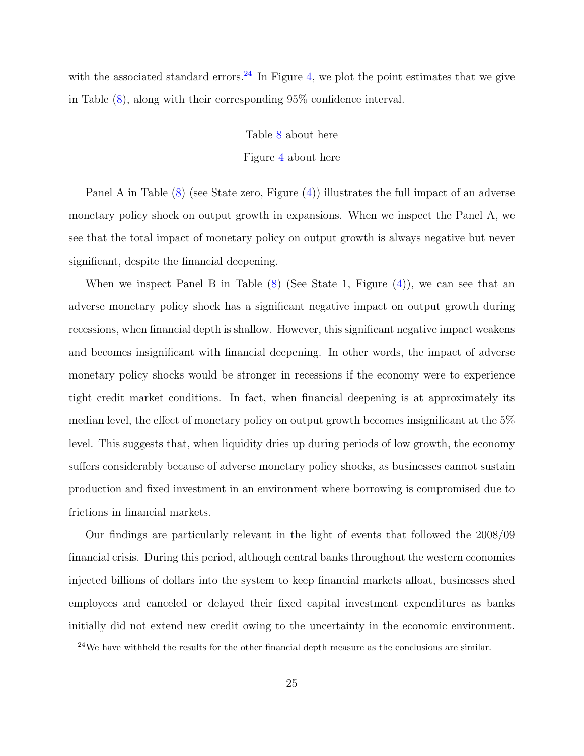with the associated standard errors.[24] In Figure 4, we plot the point estimates that we give in Table (8), along with their corresponding 95% confidence interval.

Table 8 about here

Figure 4 about here

Panel A in Table (8) (see State zero, Figure (4)) illustrates the full impact of an adverse monetary policy shock on output growth in expansions. When we inspect the Panel A, we see that the total impact of monetary policy on output growth is always negative but never significant, despite the financial deepening.

When we inspect Panel B in Table (8) (See State 1, Figure (4)), we can see that an adverse monetary policy shock has a significant negative impact on output growth during recessions, when financial depth is shallow. However, this significant negative impact weakens and becomes insignificant with financial deepening. In other words, the impact of adverse monetary policy shocks would be stronger in recessions if the economy were to experience tight credit market conditions. In fact, when financial deepening is at approximately its median level, the effect of monetary policy on output growth becomes insignificant at the 5% level. This suggests that, when liquidity dries up during periods of low growth, the economy suffers considerably because of adverse monetary policy shocks, as businesses cannot sustain production and fixed investment in an environment where borrowing is compromised due to frictions in financial markets.

Our findings are particularly relevant in the light of events that followed the 2008/09 financial crisis. During this period, although central banks throughout the western economies injected billions of dollars into the system to keep financial markets afloat, businesses shed employees and canceled or delayed their fixed capital investment expenditures as banks initially did not extend new credit owing to the uncertainty in the economic environment.

[24] We have withheld the results for the other financial depth measure as the conclusions are similar.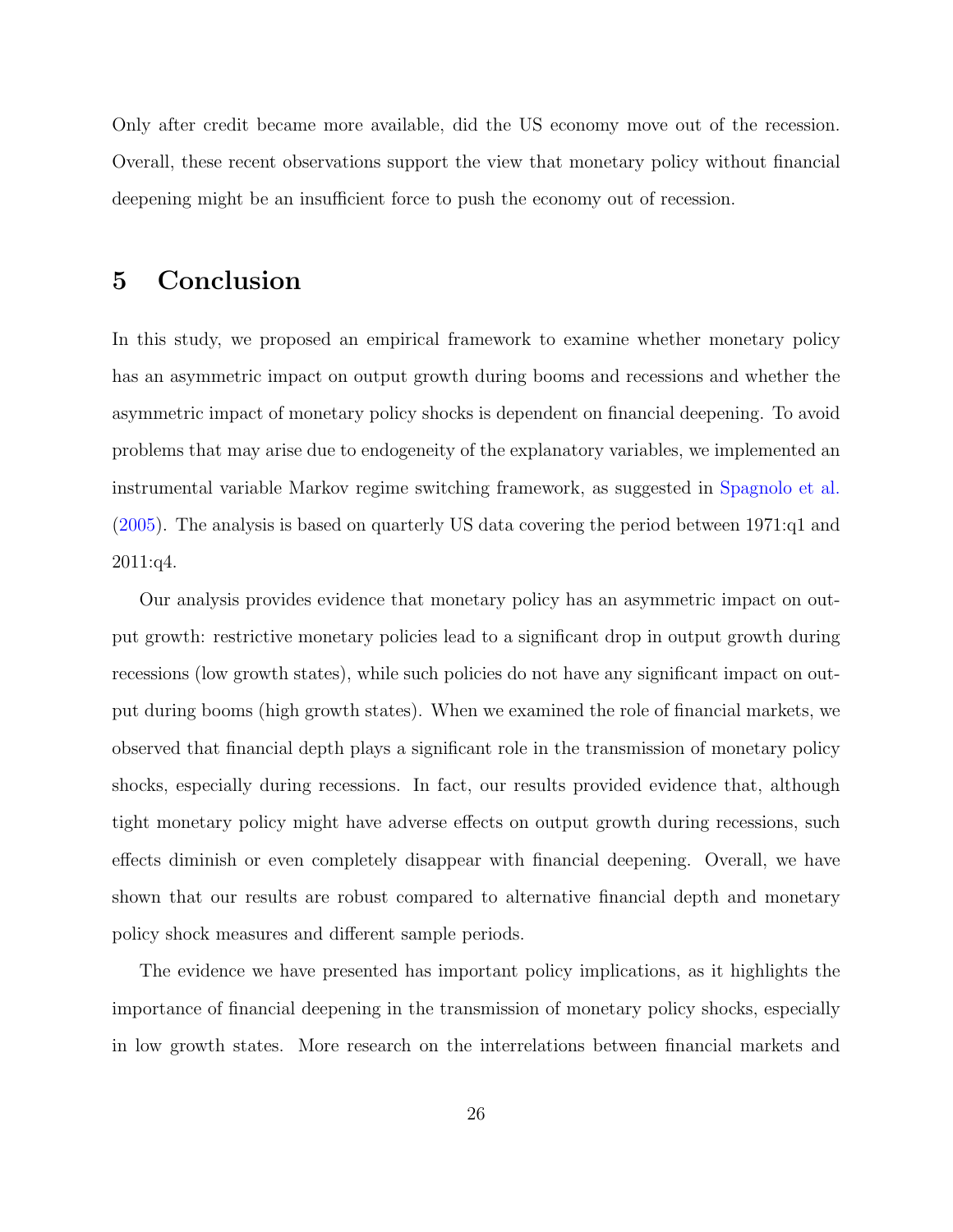Only after credit became more available, did the US economy move out of the recession. Overall, these recent observations support the view that monetary policy without financial deepening might be an insufficient force to push the economy out of recession.

## 5 Conclusion

In this study, we proposed an empirical framework to examine whether monetary policy has an asymmetric impact on output growth during booms and recessions and whether the asymmetric impact of monetary policy shocks is dependent on financial deepening. To avoid problems that may arise due to endogeneity of the explanatory variables, we implemented an instrumental variable Markov regime switching framework, as suggested in Spagnolo et al. (2005). The analysis is based on quarterly US data covering the period between 1971:q1 and 2011:q4.

Our analysis provides evidence that monetary policy has an asymmetric impact on output growth: restrictive monetary policies lead to a significant drop in output growth during recessions (low growth states), while such policies do not have any significant impact on output during booms (high growth states). When we examined the role of financial markets, we observed that financial depth plays a significant role in the transmission of monetary policy shocks, especially during recessions. In fact, our results provided evidence that, although tight monetary policy might have adverse effects on output growth during recessions, such effects diminish or even completely disappear with financial deepening. Overall, we have shown that our results are robust compared to alternative financial depth and monetary policy shock measures and different sample periods.

The evidence we have presented has important policy implications, as it highlights the importance of financial deepening in the transmission of monetary policy shocks, especially in low growth states. More research on the interrelations between financial markets and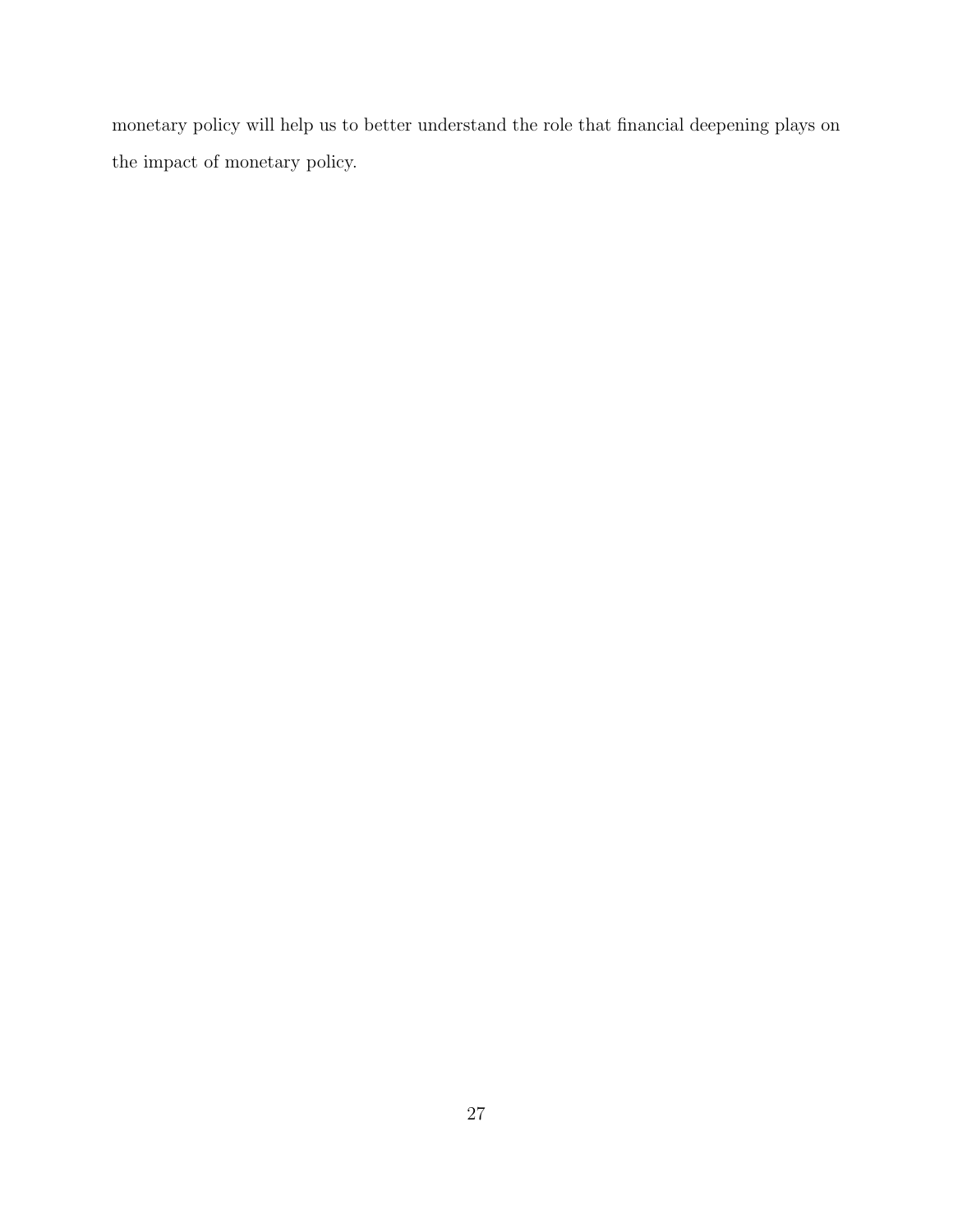monetary policy will help us to better understand the role that financial deepening plays on the impact of monetary policy.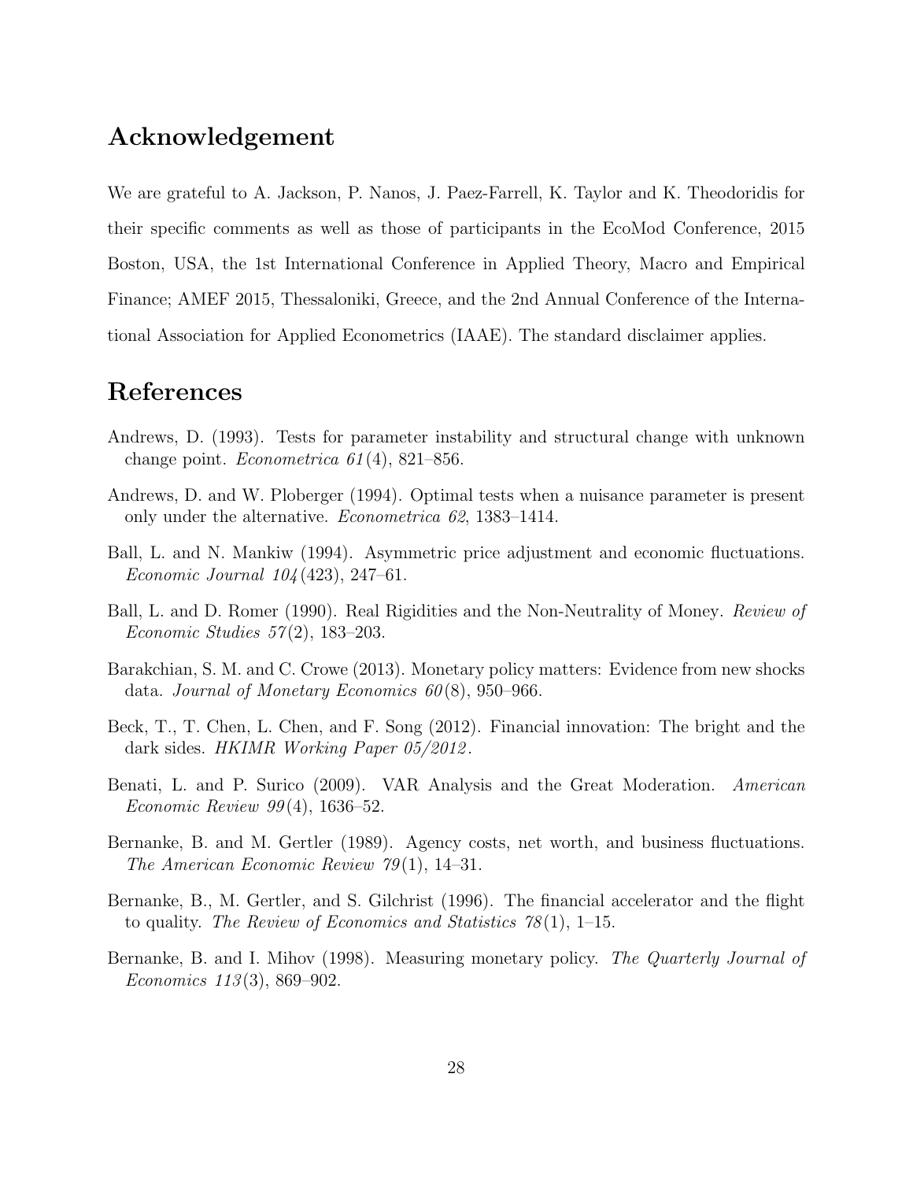## Acknowledgement

We are grateful to A. Jackson, P. Nanos, J. Paez-Farrell, K. Taylor and K. Theodoridis for their specific comments as well as those of participants in the EcoMod Conference, 2015 Boston, USA, the 1st International Conference in Applied Theory, Macro and Empirical Finance; AMEF 2015, Thessaloniki, Greece, and the 2nd Annual Conference of the International Association for Applied Econometrics (IAAE). The standard disclaimer applies.

## References

Andrews, D. (1993). Tests for parameter instability and structural change with unknown change point. *Econometrica 61*(4), 821–856.

Andrews, D. and W. Ploberger (1994). Optimal tests when a nuisance parameter is present only under the alternative. *Econometrica 62*, 1383–1414.

Ball, L. and N. Mankiw (1994). Asymmetric price adjustment and economic fluctuations. *Economic Journal 104*(423), 247–61.

Ball, L. and D. Romer (1990). Real Rigidities and the Non-Neutrality of Money. *Review of Economic Studies 57*(2), 183–203.

Barakchian, S. M. and C. Crowe (2013). Monetary policy matters: Evidence from new shocks data. *Journal of Monetary Economics 60*(8), 950–966.

Beck, T., T. Chen, L. Chen, and F. Song (2012). Financial innovation: The bright and the dark sides. *HKIMR Working Paper 05/2012*.

Benati, L. and P. Surico (2009). VAR Analysis and the Great Moderation. *American Economic Review 99*(4), 1636–52.

Bernanke, B. and M. Gertler (1989). Agency costs, net worth, and business fluctuations. *The American Economic Review 79*(1), 14–31.

Bernanke, B., M. Gertler, and S. Gilchrist (1996). The financial accelerator and the flight to quality. *The Review of Economics and Statistics 78*(1), 1–15.

Bernanke, B. and I. Mihov (1998). Measuring monetary policy. *The Quarterly Journal of Economics 113*(3), 869–902.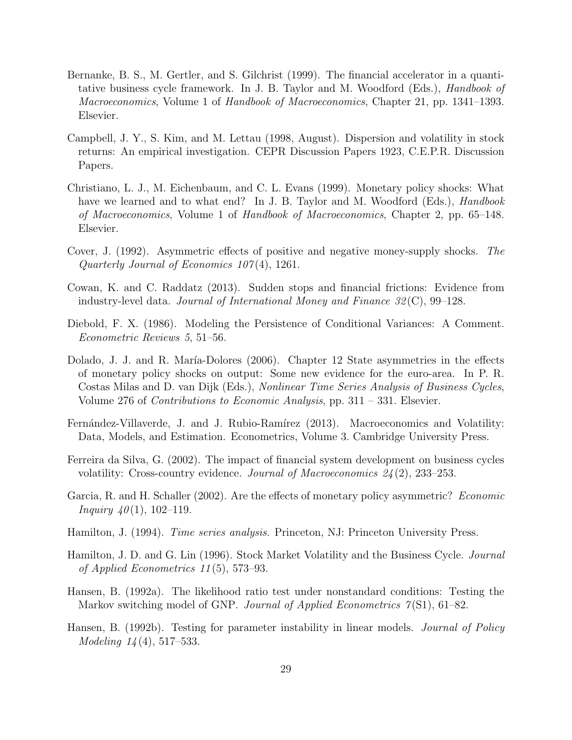Bernanke, B. S., M. Gertler, and S. Gilchrist (1999). The financial accelerator in a quantitative business cycle framework. In J. B. Taylor and M. Woodford (Eds.), *Handbook of Macroeconomics*, Volume 1 of *Handbook of Macroeconomics*, Chapter 21, pp. 1341–1393. Elsevier.

Campbell, J. Y., S. Kim, and M. Lettau (1998, August). Dispersion and volatility in stock returns: An empirical investigation. CEPR Discussion Papers 1923, C.E.P.R. Discussion Papers.

Christiano, L. J., M. Eichenbaum, and C. L. Evans (1999). Monetary policy shocks: What have we learned and to what end? In J. B. Taylor and M. Woodford (Eds.), *Handbook of Macroeconomics*, Volume 1 of *Handbook of Macroeconomics*, Chapter 2, pp. 65–148. Elsevier.

Cover, J. (1992). Asymmetric effects of positive and negative money-supply shocks. *The Quarterly Journal of Economics 107*(4), 1261.

Cowan, K. and C. Raddatz (2013). Sudden stops and financial frictions: Evidence from industry-level data. *Journal of International Money and Finance 32*(C), 99–128.

Diebold, F. X. (1986). Modeling the Persistence of Conditional Variances: A Comment. *Econometric Reviews 5*, 51–56.

Dolado, J. J. and R. María-Dolores (2006). Chapter 12 State asymmetries in the effects of monetary policy shocks on output: Some new evidence for the euro-area. In P. R. Costas Milas and D. van Dijk (Eds.), *Nonlinear Time Series Analysis of Business Cycles*, Volume 276 of *Contributions to Economic Analysis*, pp. 311 – 331. Elsevier.

Fernández-Villaverde, J. and J. Rubio-Ramírez (2013). Macroeconomics and Volatility: Data, Models, and Estimation. Econometrics, Volume 3. Cambridge University Press.

Ferreira da Silva, G. (2002). The impact of financial system development on business cycles volatility: Cross-country evidence. *Journal of Macroeconomics 24*(2), 233–253.

Garcia, R. and H. Schaller (2002). Are the effects of monetary policy asymmetric? *Economic Inquiry 40*(1), 102–119.

Hamilton, J. (1994). *Time series analysis*. Princeton, NJ: Princeton University Press.

Hamilton, J. D. and G. Lin (1996). Stock Market Volatility and the Business Cycle. *Journal of Applied Econometrics 11*(5), 573–93.

Hansen, B. (1992a). The likelihood ratio test under nonstandard conditions: Testing the Markov switching model of GNP. *Journal of Applied Econometrics 7*(S1), 61–82.

Hansen, B. (1992b). Testing for parameter instability in linear models. *Journal of Policy Modeling 14*(4), 517–533.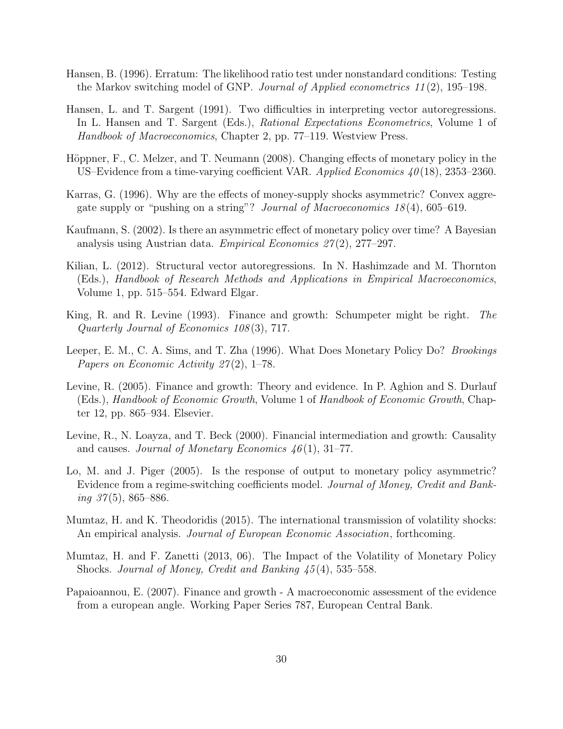Hansen, B. (1996). Erratum: The likelihood ratio test under nonstandard conditions: Testing the Markov switching model of GNP. *Journal of Applied econometrics 11*(2), 195–198.

Hansen, L. and T. Sargent (1991). Two difficulties in interpreting vector autoregressions. In L. Hansen and T. Sargent (Eds.), *Rational Expectations Econometrics*, Volume 1 of *Handbook of Macroeconomics*, Chapter 2, pp. 77–119. Westview Press.

Höppner, F., C. Melzer, and T. Neumann (2008). Changing effects of monetary policy in the US–Evidence from a time-varying coefficient VAR. *Applied Economics 40*(18), 2353–2360.

Karras, G. (1996). Why are the effects of money-supply shocks asymmetric? Convex aggregate supply or "pushing on a string"? *Journal of Macroeconomics 18*(4), 605–619.

Kaufmann, S. (2002). Is there an asymmetric effect of monetary policy over time? A Bayesian analysis using Austrian data. *Empirical Economics 27*(2), 277–297.

Kilian, L. (2012). Structural vector autoregressions. In N. Hashimzade and M. Thornton (Eds.), *Handbook of Research Methods and Applications in Empirical Macroeconomics*, Volume 1, pp. 515–554. Edward Elgar.

King, R. and R. Levine (1993). Finance and growth: Schumpeter might be right. *The Quarterly Journal of Economics 108*(3), 717.

Leeper, E. M., C. A. Sims, and T. Zha (1996). What Does Monetary Policy Do? *Brookings Papers on Economic Activity 27*(2), 1–78.

Levine, R. (2005). Finance and growth: Theory and evidence. In P. Aghion and S. Durlauf (Eds.), *Handbook of Economic Growth*, Volume 1 of *Handbook of Economic Growth*, Chapter 12, pp. 865–934. Elsevier.

Levine, R., N. Loayza, and T. Beck (2000). Financial intermediation and growth: Causality and causes. *Journal of Monetary Economics 46*(1), 31–77.

Lo, M. and J. Piger (2005). Is the response of output to monetary policy asymmetric? Evidence from a regime-switching coefficients model. *Journal of Money, Credit and Banking 37*(5), 865–886.

Mumtaz, H. and K. Theodoridis (2015). The international transmission of volatility shocks: An empirical analysis. *Journal of European Economic Association*, forthcoming.

Mumtaz, H. and F. Zanetti (2013, 06). The Impact of the Volatility of Monetary Policy Shocks. *Journal of Money, Credit and Banking 45*(4), 535–558.

Papaioannou, E. (2007). Finance and growth - A macroeconomic assessment of the evidence from a european angle. Working Paper Series 787, European Central Bank.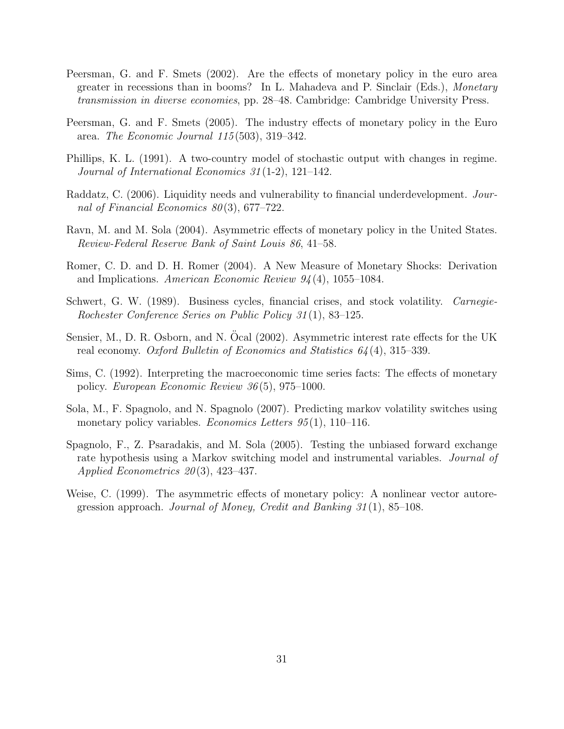Peersman, G. and F. Smets (2002). Are the effects of monetary policy in the euro area greater in recessions than in booms? In L. Mahadeva and P. Sinclair (Eds.), *Monetary transmission in diverse economies*, pp. 28–48. Cambridge: Cambridge University Press.

Peersman, G. and F. Smets (2005). The industry effects of monetary policy in the Euro area. *The Economic Journal 115*(503), 319–342.

Phillips, K. L. (1991). A two-country model of stochastic output with changes in regime. *Journal of International Economics 31*(1-2), 121–142.

Raddatz, C. (2006). Liquidity needs and vulnerability to financial underdevelopment. *Journal of Financial Economics 80*(3), 677–722.

Ravn, M. and M. Sola (2004). Asymmetric effects of monetary policy in the United States. *Review-Federal Reserve Bank of Saint Louis 86*, 41–58.

Romer, C. D. and D. H. Romer (2004). A New Measure of Monetary Shocks: Derivation and Implications. *American Economic Review 94*(4), 1055–1084.

Schwert, G. W. (1989). Business cycles, financial crises, and stock volatility. *Carnegie-Rochester Conference Series on Public Policy 31*(1), 83–125.

Sensier, M., D. R. Osborn, and N. Öcal (2002). Asymmetric interest rate effects for the UK real economy. *Oxford Bulletin of Economics and Statistics 64*(4), 315–339.

Sims, C. (1992). Interpreting the macroeconomic time series facts: The effects of monetary policy. *European Economic Review 36*(5), 975–1000.

Sola, M., F. Spagnolo, and N. Spagnolo (2007). Predicting markov volatility switches using monetary policy variables. *Economics Letters 95*(1), 110–116.

Spagnolo, F., Z. Psaradakis, and M. Sola (2005). Testing the unbiased forward exchange rate hypothesis using a Markov switching model and instrumental variables. *Journal of Applied Econometrics 20*(3), 423–437.

Weise, C. (1999). The asymmetric effects of monetary policy: A nonlinear vector autoregression approach. *Journal of Money, Credit and Banking 31*(1), 85–108.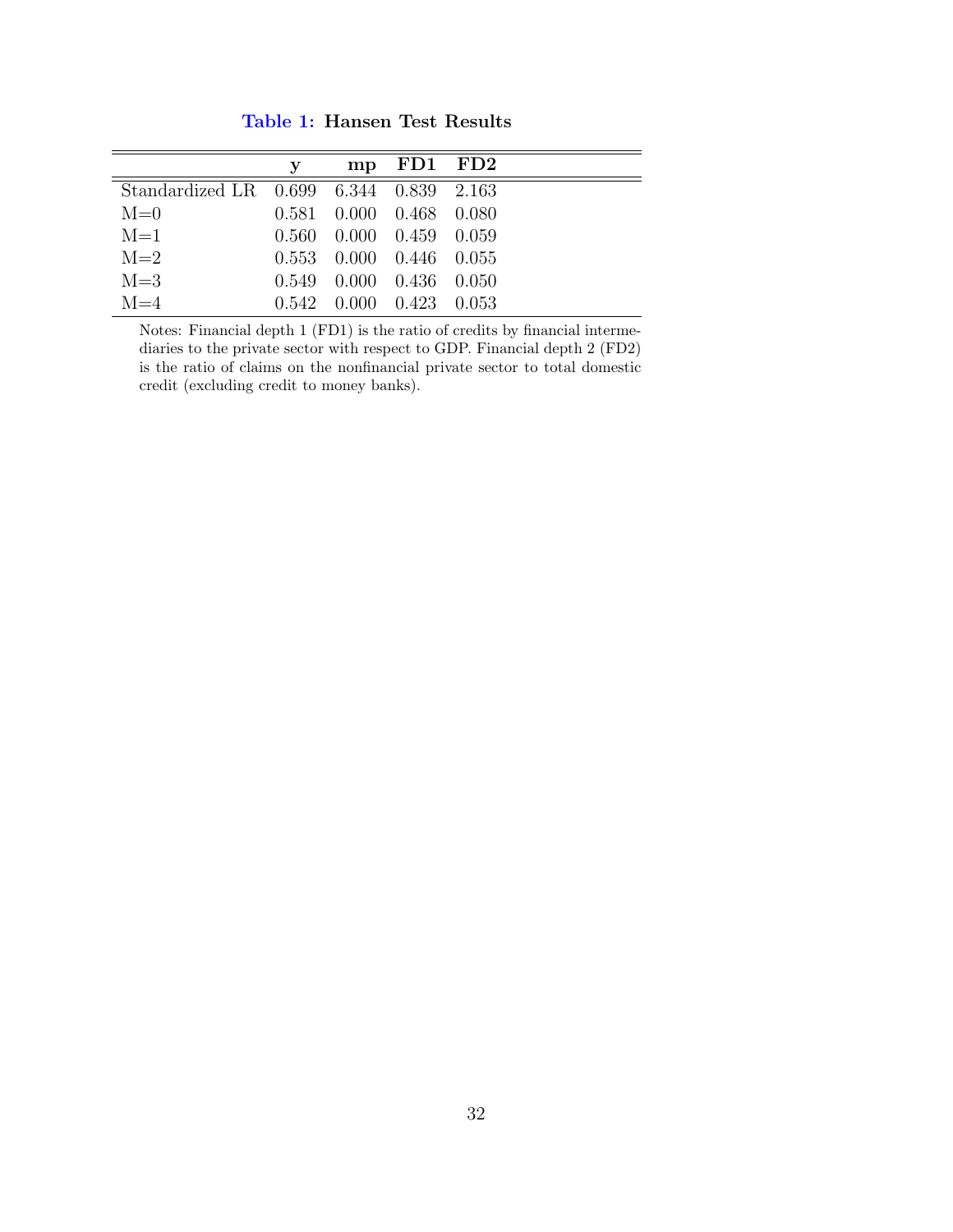**Table 1: Hansen Test Results**

| | **y** | **mp** | **FD1** | **FD2** |
|---|---|---|---|---|
| Standardized LR | 0.699 | 6.344 | 0.839 | 2.163 |
| M=0 | 0.581 | 0.000 | 0.468 | 0.080 |
| M=1 | 0.560 | 0.000 | 0.459 | 0.059 |
| M=2 | 0.553 | 0.000 | 0.446 | 0.055 |
| M=3 | 0.549 | 0.000 | 0.436 | 0.050 |
| M=4 | 0.542 | 0.000 | 0.423 | 0.053 |

Notes: Financial depth 1 (FD1) is the ratio of credits by financial intermediaries to the private sector with respect to GDP. Financial depth 2 (FD2) is the ratio of claims on the nonfinancial private sector to total domestic credit (excluding credit to money banks).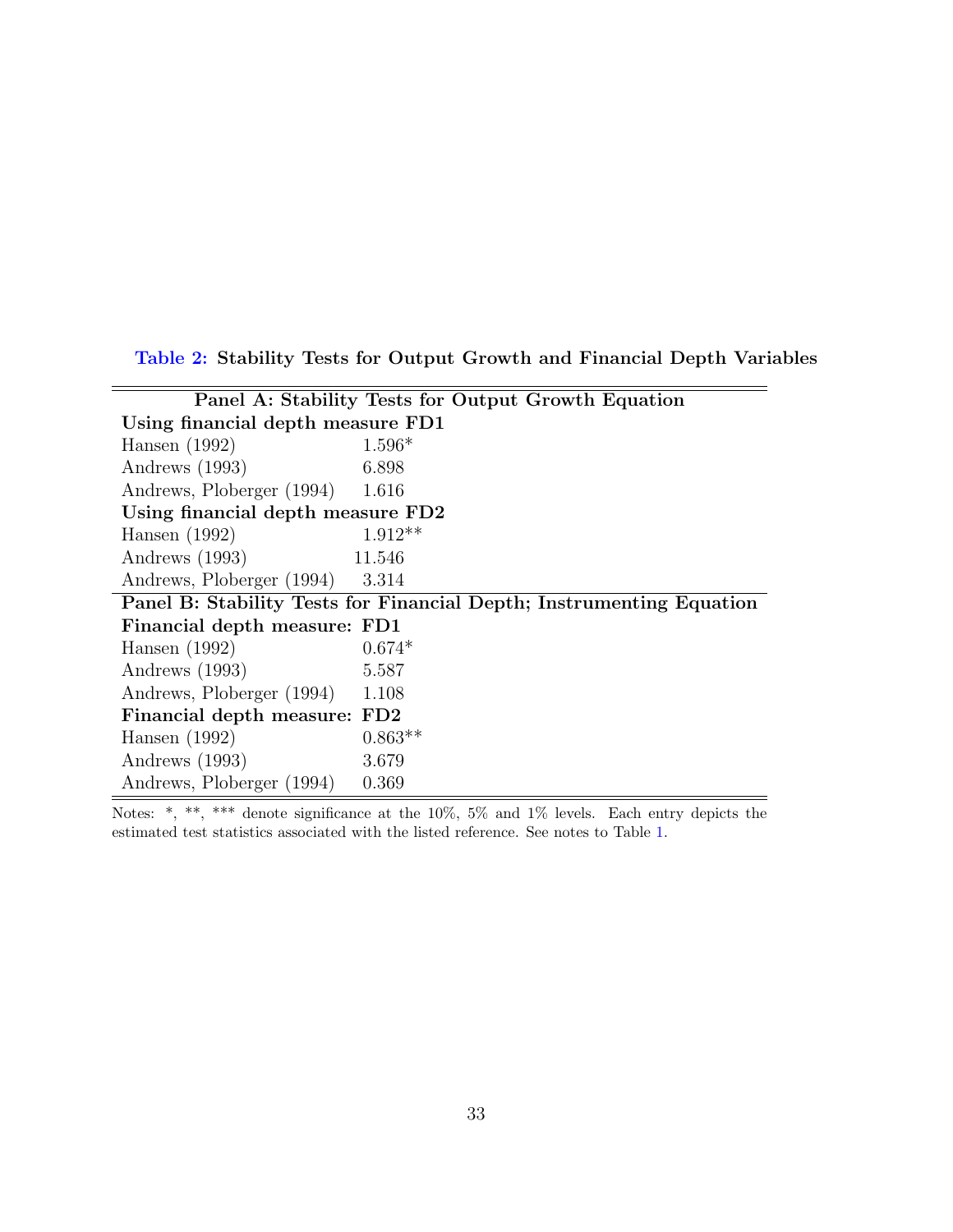**Table 2: Stability Tests for Output Growth and Financial Depth Variables**

| Panel A: Stability Tests for Output Growth Equation | |
|---|---|
| **Using financial depth measure FD1** | |
| Hansen (1992) | 1.596* |
| Andrews (1993) | 6.898 |
| Andrews, Ploberger (1994) | 1.616 |
| **Using financial depth measure FD2** | |
| Hansen (1992) | 1.912** |
| Andrews (1993) | 11.546 |
| Andrews, Ploberger (1994) | 3.314 |
| **Panel B: Stability Tests for Financial Depth; Instrumenting Equation** | |
| **Financial depth measure: FD1** | |
| Hansen (1992) | 0.674* |
| Andrews (1993) | 5.587 |
| Andrews, Ploberger (1994) | 1.108 |
| **Financial depth measure: FD2** | |
| Hansen (1992) | 0.863** |
| Andrews (1993) | 3.679 |
| Andrews, Ploberger (1994) | 0.369 |

Notes: *, **, *** denote significance at the 10%, 5% and 1% levels. Each entry depicts the estimated test statistics associated with the listed reference. See notes to Table 1.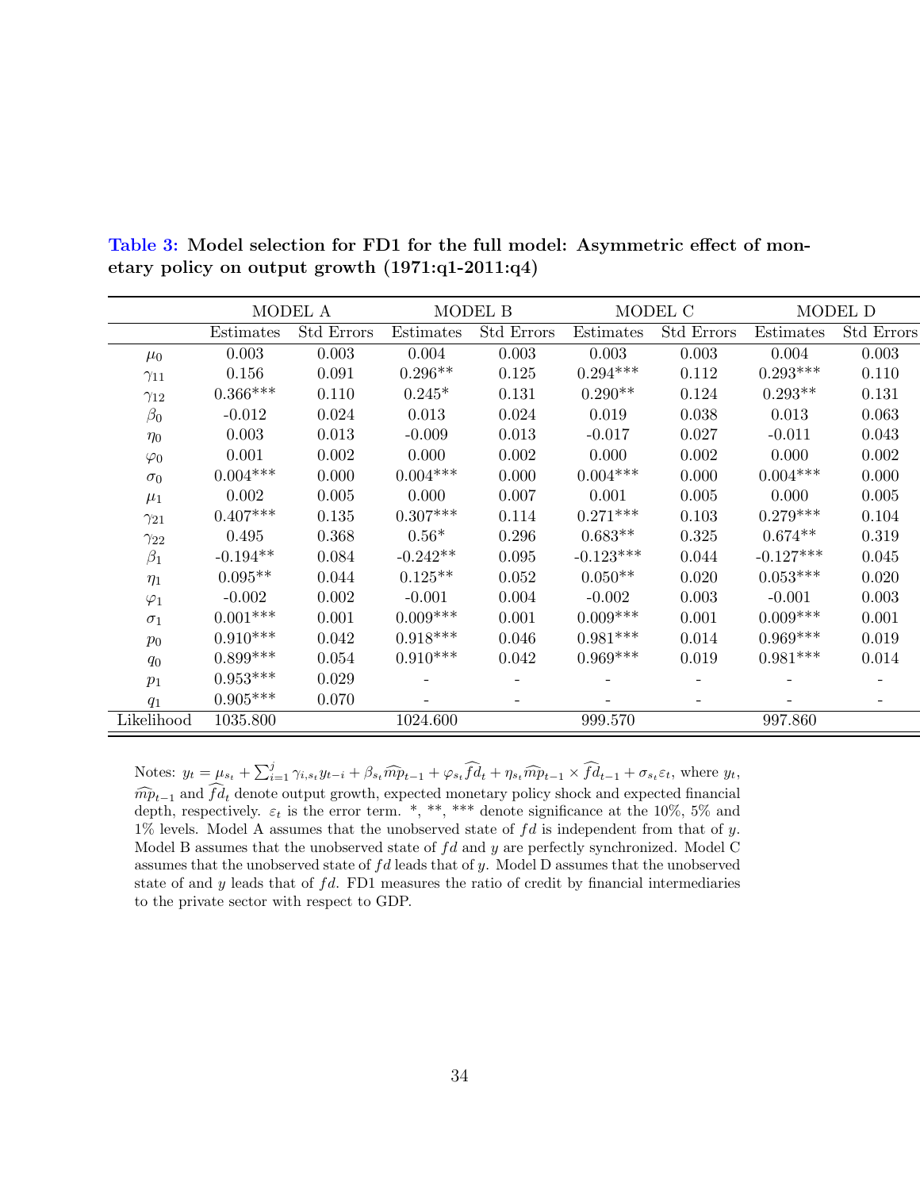**Table 3: Model selection for FD1 for the full model: Asymmetric effect of monetary policy on output growth (1971:q1-2011:q4)**

| | MODEL A | | MODEL B | | MODEL C | | MODEL D | |
|---|---|---|---|---|---|---|---|---|
| | Estimates | Std Errors | Estimates | Std Errors | Estimates | Std Errors | Estimates | Std Errors |
| $\mu_0$ | 0.003 | 0.003 | 0.004 | 0.003 | 0.003 | 0.003 | 0.004 | 0.003 |
| $\gamma_{11}$ | 0.156 | 0.091 | 0.296** | 0.125 | 0.294*** | 0.112 | 0.293*** | 0.110 |
| $\gamma_{12}$ | 0.366*** | 0.110 | 0.245* | 0.131 | 0.290** | 0.124 | 0.293** | 0.131 |
| $\beta_0$ | -0.012 | 0.024 | 0.013 | 0.024 | 0.019 | 0.038 | 0.013 | 0.063 |
| $\eta_0$ | 0.003 | 0.013 | -0.009 | 0.013 | -0.017 | 0.027 | -0.011 | 0.043 |
| $\varphi_0$ | 0.001 | 0.002 | 0.000 | 0.002 | 0.000 | 0.002 | 0.000 | 0.002 |
| $\sigma_0$ | 0.004*** | 0.000 | 0.004*** | 0.000 | 0.004*** | 0.000 | 0.004*** | 0.000 |
| $\mu_1$ | 0.002 | 0.005 | 0.000 | 0.007 | 0.001 | 0.005 | 0.000 | 0.005 |
| $\gamma_{21}$ | 0.407*** | 0.135 | 0.307*** | 0.114 | 0.271*** | 0.103 | 0.279*** | 0.104 |
| $\gamma_{22}$ | 0.495 | 0.368 | 0.56* | 0.296 | 0.683** | 0.325 | 0.674** | 0.319 |
| $\beta_1$ | -0.194** | 0.084 | -0.242** | 0.095 | -0.123*** | 0.044 | -0.127*** | 0.045 |
| $\eta_1$ | 0.095** | 0.044 | 0.125** | 0.052 | 0.050** | 0.020 | 0.053*** | 0.020 |
| $\varphi_1$ | -0.002 | 0.002 | -0.001 | 0.004 | -0.002 | 0.003 | -0.001 | 0.003 |
| $\sigma_1$ | 0.001*** | 0.001 | 0.009*** | 0.001 | 0.009*** | 0.001 | 0.009*** | 0.001 |
| $p_0$ | 0.910*** | 0.042 | 0.918*** | 0.046 | 0.981*** | 0.014 | 0.969*** | 0.019 |
| $q_0$ | 0.899*** | 0.054 | 0.910*** | 0.042 | 0.969*** | 0.019 | 0.981*** | 0.014 |
| $p_1$ | 0.953*** | 0.029 | - | - | - | - | - | - |
| $q_1$ | 0.905*** | 0.070 | - | - | - | - | - | - |
| Likelihood | 1035.800 | | 1024.600 | | 999.570 | | 997.860 | |

Notes: $y_t = \mu_{s_t} + \sum_{i=1}^{j} \gamma_{i,s_t} y_{t-i} + \beta_{s_t} \widehat{mp}_{t-1} + \varphi_{s_t} \widehat{fd}_t + \eta_{s_t} \widehat{mp}_{t-1} \times \widehat{fd}_{t-1} + \sigma_{s_t} \varepsilon_t$, where $y_t$, $\widehat{mp}_{t-1}$ and $\widehat{fd}_t$ denote output growth, expected monetary policy shock and expected financial depth, respectively. $\varepsilon_t$ is the error term. *, **, *** denote significance at the 10%, 5% and 1% levels. Model A assumes that the unobserved state of $fd$ is independent from that of $y$. Model B assumes that the unobserved state of $fd$ and $y$ are perfectly synchronized. Model C assumes that the unobserved state of $fd$ leads that of $y$. Model D assumes that the unobserved state of and $y$ leads that of $fd$. FD1 measures the ratio of credit by financial intermediaries to the private sector with respect to GDP.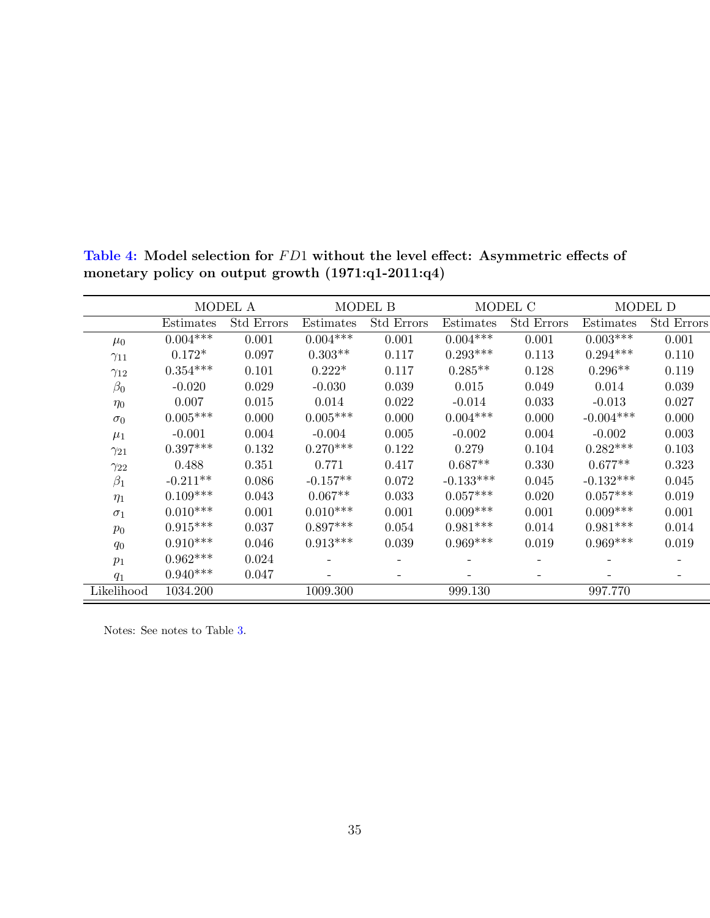**Table 4: Model selection for $FD1$ without the level effect: Asymmetric effects of monetary policy on output growth (1971:q1-2011:q4)**

| | MODEL A | | MODEL B | | MODEL C | | MODEL D | |
|---|---|---|---|---|---|---|---|---|
| | Estimates | Std Errors | Estimates | Std Errors | Estimates | Std Errors | Estimates | Std Errors |
| $\mu_0$ | 0.004*** | 0.001 | 0.004*** | 0.001 | 0.004*** | 0.001 | 0.003*** | 0.001 |
| $\gamma_{11}$ | 0.172* | 0.097 | 0.303** | 0.117 | 0.293*** | 0.113 | 0.294*** | 0.110 |
| $\gamma_{12}$ | 0.354*** | 0.101 | 0.222* | 0.117 | 0.285** | 0.128 | 0.296** | 0.119 |
| $\beta_0$ | -0.020 | 0.029 | -0.030 | 0.039 | 0.015 | 0.049 | 0.014 | 0.039 |
| $\eta_0$ | 0.007 | 0.015 | 0.014 | 0.022 | -0.014 | 0.033 | -0.013 | 0.027 |
| $\sigma_0$ | 0.005*** | 0.000 | 0.005*** | 0.000 | 0.004*** | 0.000 | -0.004*** | 0.000 |
| $\mu_1$ | -0.001 | 0.004 | -0.004 | 0.005 | -0.002 | 0.004 | -0.002 | 0.003 |
| $\gamma_{21}$ | 0.397*** | 0.132 | 0.270*** | 0.122 | 0.279 | 0.104 | 0.282*** | 0.103 |
| $\gamma_{22}$ | 0.488 | 0.351 | 0.771 | 0.417 | 0.687** | 0.330 | 0.677** | 0.323 |
| $\beta_1$ | -0.211** | 0.086 | -0.157** | 0.072 | -0.133*** | 0.045 | -0.132*** | 0.045 |
| $\eta_1$ | 0.109*** | 0.043 | 0.067** | 0.033 | 0.057*** | 0.020 | 0.057*** | 0.019 |
| $\sigma_1$ | 0.010*** | 0.001 | 0.010*** | 0.001 | 0.009*** | 0.001 | 0.009*** | 0.001 |
| $p_0$ | 0.915*** | 0.037 | 0.897*** | 0.054 | 0.981*** | 0.014 | 0.981*** | 0.014 |
| $q_0$ | 0.910*** | 0.046 | 0.913*** | 0.039 | 0.969*** | 0.019 | 0.969*** | 0.019 |
| $p_1$ | 0.962*** | 0.024 | - | - | - | - | - | - |
| $q_1$ | 0.940*** | 0.047 | - | - | - | - | - | - |
| Likelihood | 1034.200 | | 1009.300 | | 999.130 | | 997.770 | |

Notes: See notes to Table 3.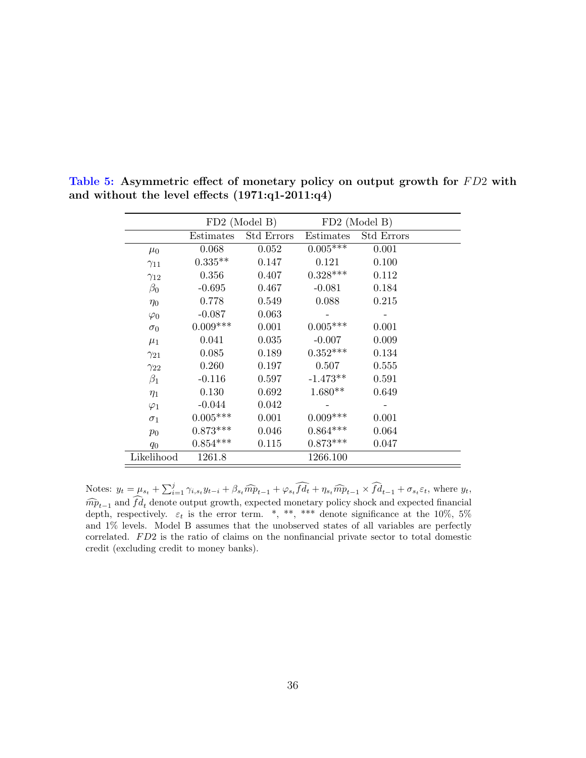**Table 5: Asymmetric effect of monetary policy on output growth for $FD2$ with and without the level effects (1971:q1-2011:q4)**

| | FD2 (Model B) | | FD2 (Model B) | |
|---|---|---|---|---|
| | Estimates | Std Errors | Estimates | Std Errors |
| $\mu_0$ | 0.068 | 0.052 | 0.005*** | 0.001 |
| $\gamma_{11}$ | 0.335** | 0.147 | 0.121 | 0.100 |
| $\gamma_{12}$ | 0.356 | 0.407 | 0.328*** | 0.112 |
| $\beta_0$ | -0.695 | 0.467 | -0.081 | 0.184 |
| $\eta_0$ | 0.778 | 0.549 | 0.088 | 0.215 |
| $\varphi_0$ | -0.087 | 0.063 | - | - |
| $\sigma_0$ | 0.009*** | 0.001 | 0.005*** | 0.001 |
| $\mu_1$ | 0.041 | 0.035 | -0.007 | 0.009 |
| $\gamma_{21}$ | 0.085 | 0.189 | 0.352*** | 0.134 |
| $\gamma_{22}$ | 0.260 | 0.197 | 0.507 | 0.555 |
| $\beta_1$ | -0.116 | 0.597 | -1.473** | 0.591 |
| $\eta_1$ | 0.130 | 0.692 | 1.680** | 0.649 |
| $\varphi_1$ | -0.044 | 0.042 | - | - |
| $\sigma_1$ | 0.005*** | 0.001 | 0.009*** | 0.001 |
| $p_0$ | 0.873*** | 0.046 | 0.864*** | 0.064 |
| $q_0$ | 0.854*** | 0.115 | 0.873*** | 0.047 |
| Likelihood | 1261.8 | | 1266.100 | |

Notes: $y_t = \mu_{s_t} + \sum_{i=1}^{j} \gamma_{i,s_t} y_{t-i} + \beta_{s_t} \widehat{mp}_{t-1} + \varphi_{s_t} \widehat{fd}_t + \eta_{s_t} \widehat{mp}_{t-1} \times \widehat{fd}_{t-1} + \sigma_{s_t} \varepsilon_t$, where $y_t$, $\widehat{mp}_{t-1}$ and $\widehat{fd}_t$ denote output growth, expected monetary policy shock and expected financial depth, respectively. $\varepsilon_t$ is the error term. *, **, *** denote significance at the 10%, 5% and 1% levels. Model B assumes that the unobserved states of all variables are perfectly correlated. $FD2$ is the ratio of claims on the nonfinancial private sector to total domestic credit (excluding credit to money banks).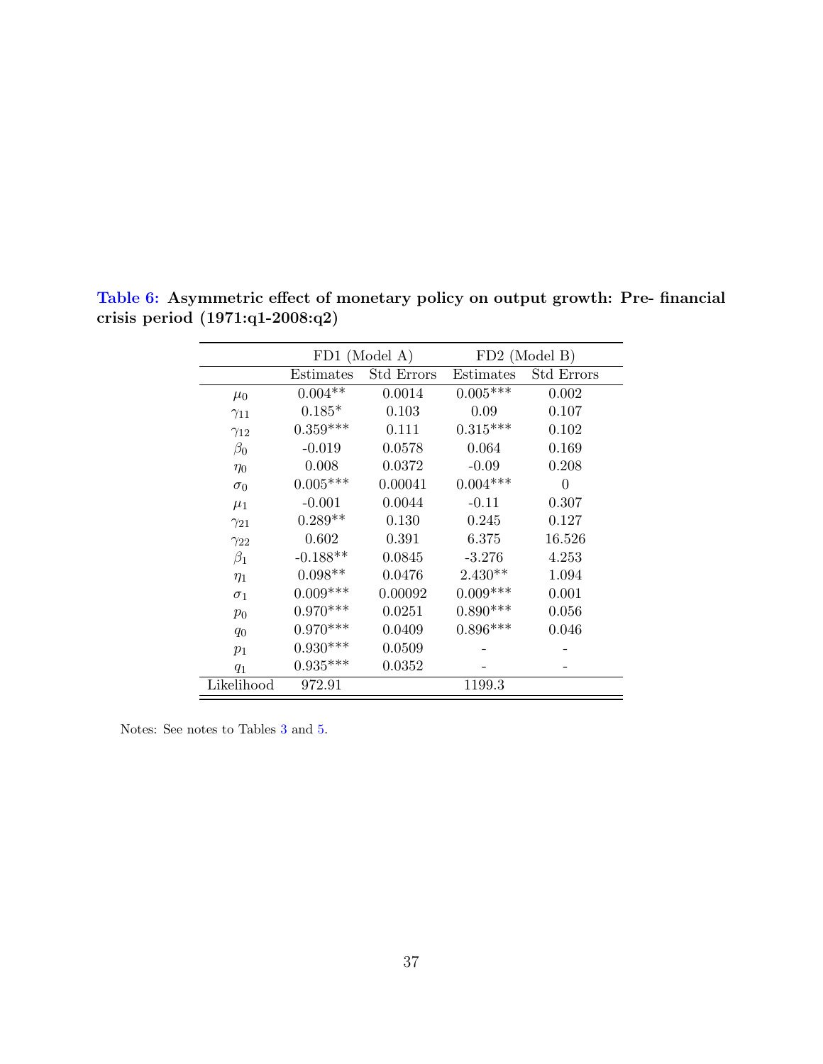**Table 6: Asymmetric effect of monetary policy on output growth: Pre- financial crisis period (1971:q1-2008:q2)**

| | FD1 (Model A) | | FD2 (Model B) | |
|---|---|---|---|---|
| | Estimates | Std Errors | Estimates | Std Errors |
| $\mu_0$ | 0.004** | 0.0014 | 0.005*** | 0.002 |
| $\gamma_{11}$ | 0.185* | 0.103 | 0.09 | 0.107 |
| $\gamma_{12}$ | 0.359*** | 0.111 | 0.315*** | 0.102 |
| $\beta_0$ | -0.019 | 0.0578 | 0.064 | 0.169 |
| $\eta_0$ | 0.008 | 0.0372 | -0.09 | 0.208 |
| $\sigma_0$ | 0.005*** | 0.00041 | 0.004*** | 0 |
| $\mu_1$ | -0.001 | 0.0044 | -0.11 | 0.307 |
| $\gamma_{21}$ | 0.289** | 0.130 | 0.245 | 0.127 |
| $\gamma_{22}$ | 0.602 | 0.391 | 6.375 | 16.526 |
| $\beta_1$ | -0.188** | 0.0845 | -3.276 | 4.253 |
| $\eta_1$ | 0.098** | 0.0476 | 2.430** | 1.094 |
| $\sigma_1$ | 0.009*** | 0.00092 | 0.009*** | 0.001 |
| $p_0$ | 0.970*** | 0.0251 | 0.890*** | 0.056 |
| $q_0$ | 0.970*** | 0.0409 | 0.896*** | 0.046 |
| $p_1$ | 0.930*** | 0.0509 | - | - |
| $q_1$ | 0.935*** | 0.0352 | - | - |
| Likelihood | 972.91 | | 1199.3 | |

Notes: See notes to Tables 3 and 5.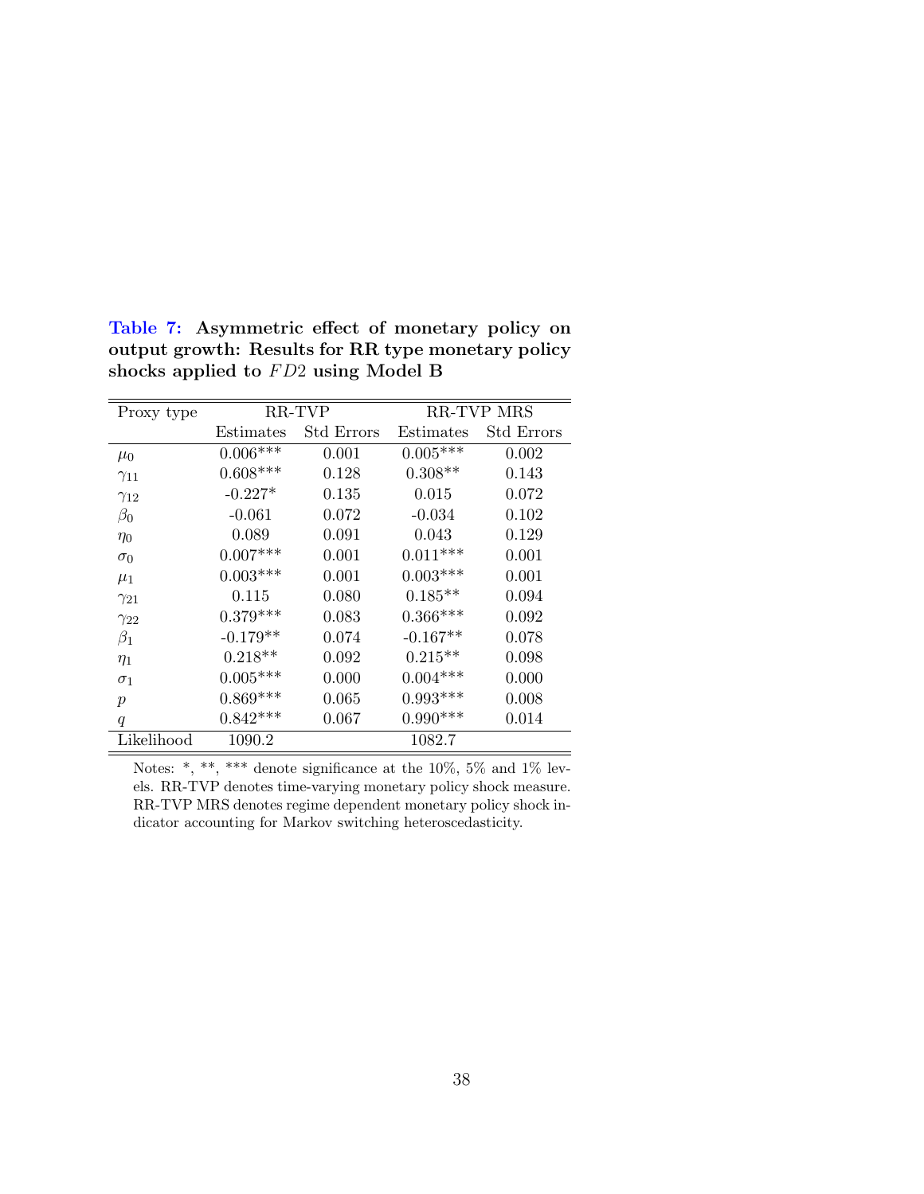**Table 7: Asymmetric effect of monetary policy on output growth: Results for RR type monetary policy shocks applied to $FD2$ using Model B**

| Proxy type | RR-TVP | | RR-TVP MRS | |
|---|---|---|---|---|
| | Estimates | Std Errors | Estimates | Std Errors |
| $\mu_0$ | 0.006*** | 0.001 | 0.005*** | 0.002 |
| $\gamma_{11}$ | 0.608*** | 0.128 | 0.308** | 0.143 |
| $\gamma_{12}$ | -0.227* | 0.135 | 0.015 | 0.072 |
| $\beta_0$ | -0.061 | 0.072 | -0.034 | 0.102 |
| $\eta_0$ | 0.089 | 0.091 | 0.043 | 0.129 |
| $\sigma_0$ | 0.007*** | 0.001 | 0.011*** | 0.001 |
| $\mu_1$ | 0.003*** | 0.001 | 0.003*** | 0.001 |
| $\gamma_{21}$ | 0.115 | 0.080 | 0.185** | 0.094 |
| $\gamma_{22}$ | 0.379*** | 0.083 | 0.366*** | 0.092 |
| $\beta_1$ | -0.179** | 0.074 | -0.167** | 0.078 |
| $\eta_1$ | 0.218** | 0.092 | 0.215** | 0.098 |
| $\sigma_1$ | 0.005*** | 0.000 | 0.004*** | 0.000 |
| $p$ | 0.869*** | 0.065 | 0.993*** | 0.008 |
| $q$ | 0.842*** | 0.067 | 0.990*** | 0.014 |
| Likelihood | 1090.2 | | 1082.7 | |

Notes: *, **, *** denote significance at the 10%, 5% and 1% levels. RR-TVP denotes time-varying monetary policy shock measure. RR-TVP MRS denotes regime dependent monetary policy shock indicator accounting for Markov switching heteroscedasticity.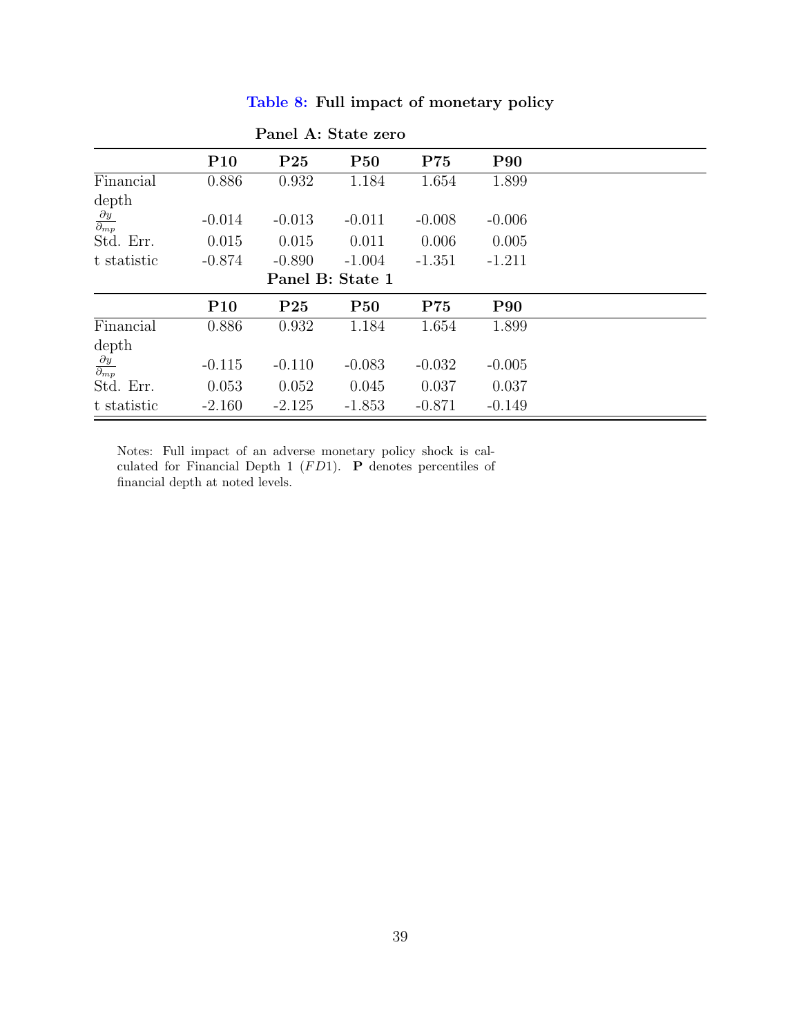**Table 8: Full impact of monetary policy**

**Panel A: State zero**

| | **P10** | **P25** | **P50** | **P75** | **P90** |
|---|---|---|---|---|---|
| Financial depth | 0.886 | 0.932 | 1.184 | 1.654 | 1.899 |
| $\frac{\partial y}{\partial_{mp}}$ | -0.014 | -0.013 | -0.011 | -0.008 | -0.006 |
| Std. Err. | 0.015 | 0.015 | 0.011 | 0.006 | 0.005 |
| t statistic | -0.874 | -0.890 | -1.004 | -1.351 | -1.211 |

**Panel B: State 1**

| | **P10** | **P25** | **P50** | **P75** | **P90** |
|---|---|---|---|---|---|
| Financial depth | 0.886 | 0.932 | 1.184 | 1.654 | 1.899 |
| $\frac{\partial y}{\partial_{mp}}$ | -0.115 | -0.110 | -0.083 | -0.032 | -0.005 |
| Std. Err. | 0.053 | 0.052 | 0.045 | 0.037 | 0.037 |
| t statistic | -2.160 | -2.125 | -1.853 | -0.871 | -0.149 |

Notes: Full impact of an adverse monetary policy shock is calculated for Financial Depth 1 ($FD1$). **P** denotes percentiles of financial depth at noted levels.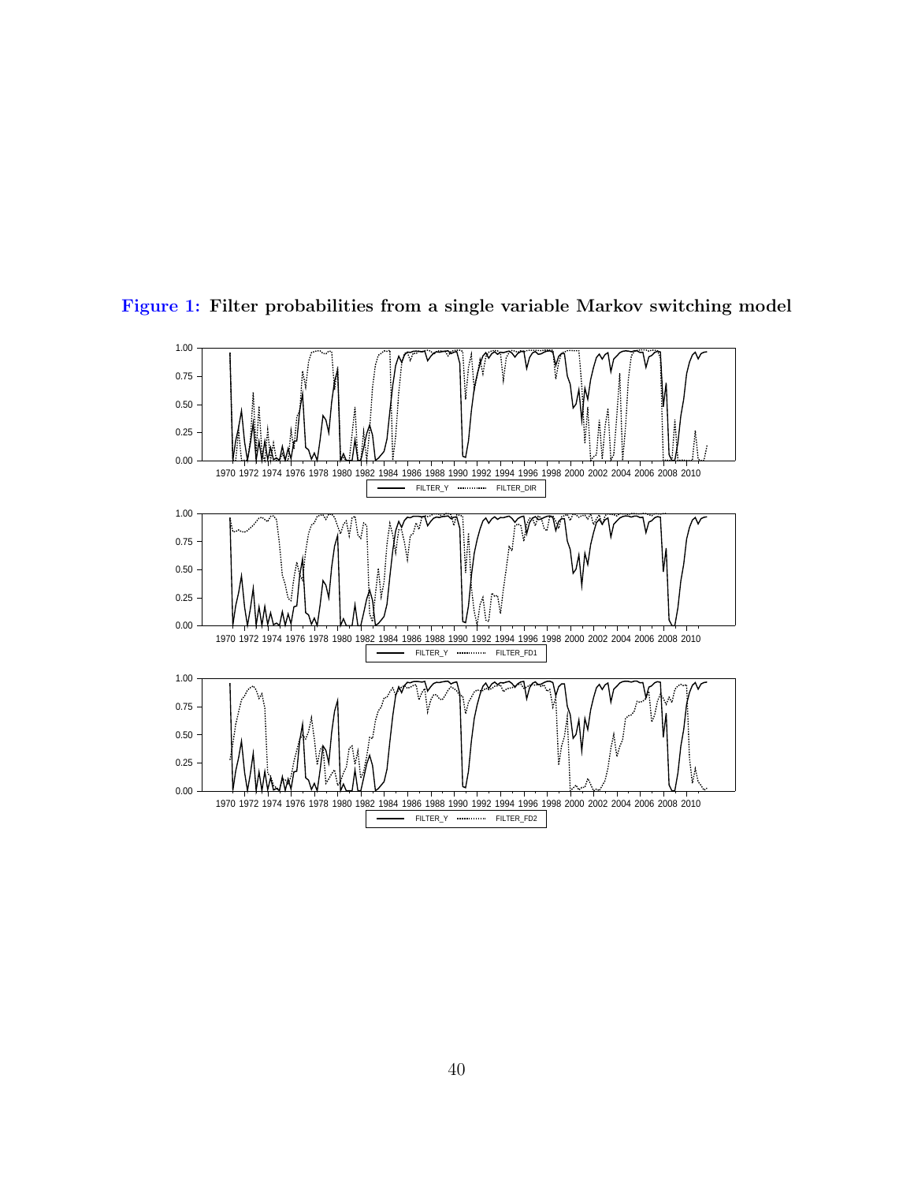**Figure 1: Filter probabilities from a single variable Markov switching model**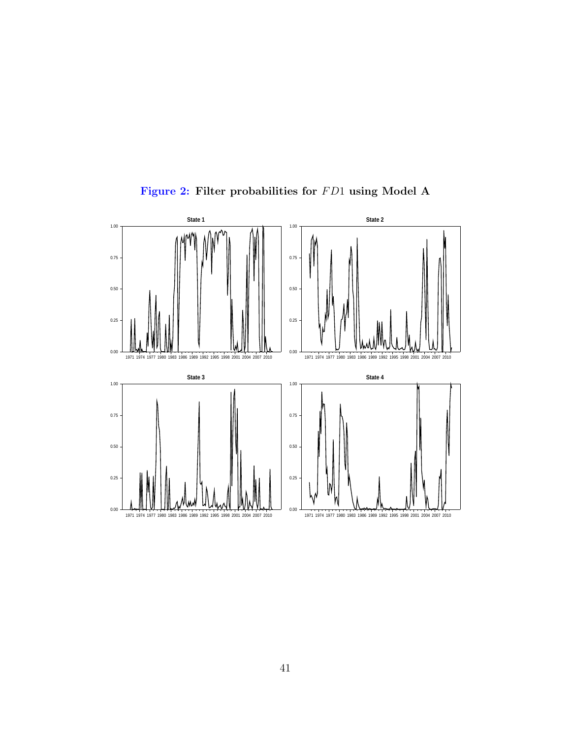**Figure 2: Filter probabilities for $FD1$ using Model A**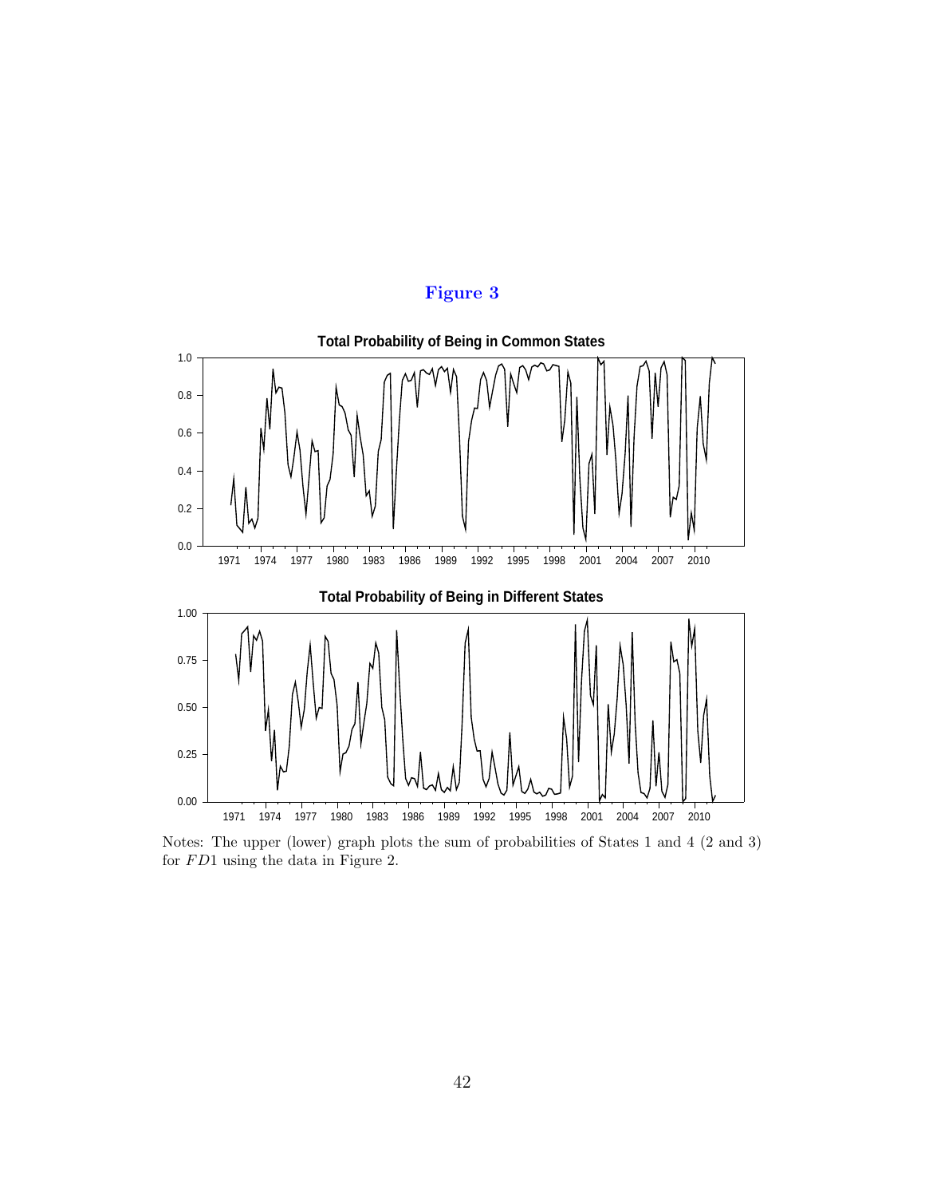# Figure 3

**Total Probability of Being in Common States**

**Total Probability of Being in Different States**

Notes: The upper (lower) graph plots the sum of probabilities of States 1 and 4 (2 and 3) for $FD1$ using the data in Figure 2.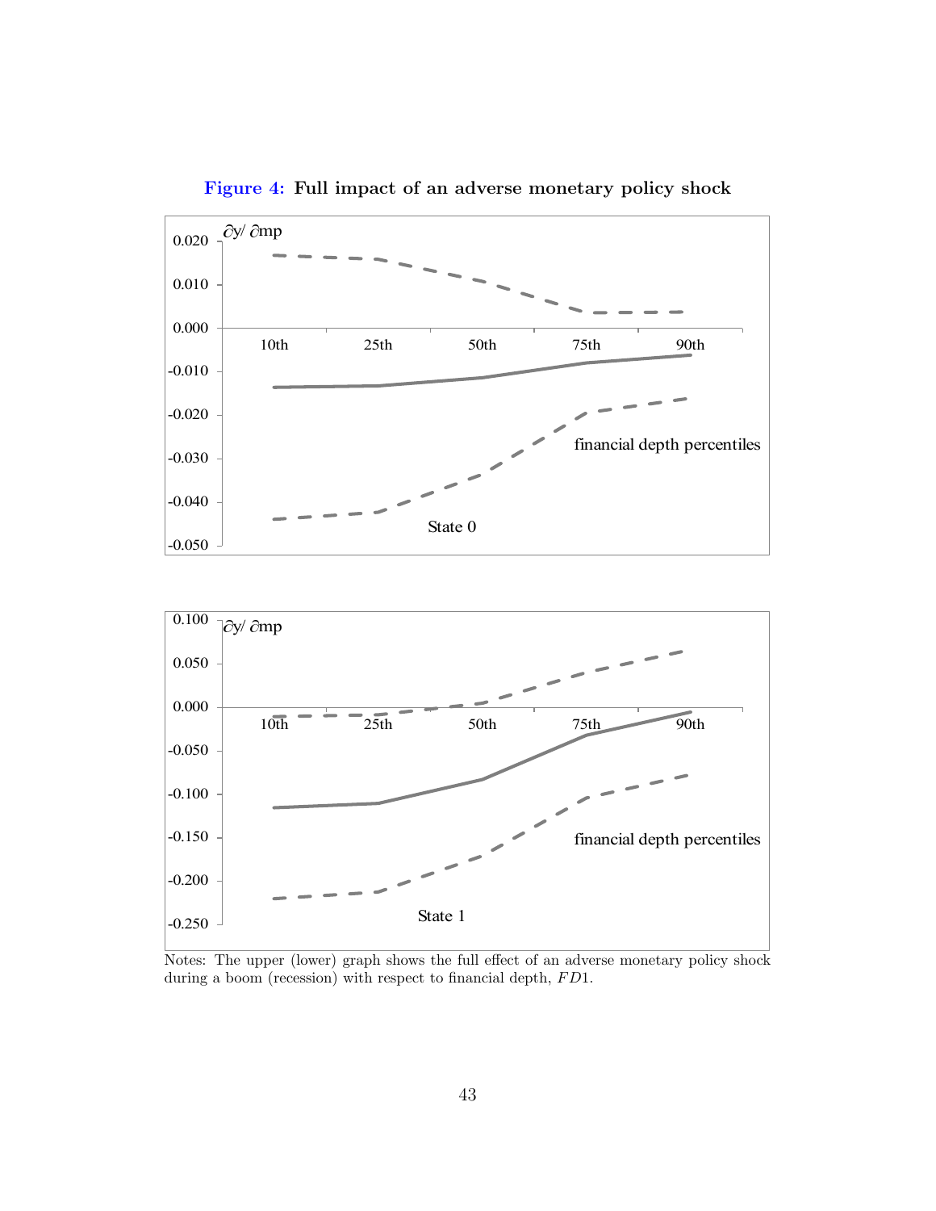**Figure 4: Full impact of an adverse monetary policy shock**

∂y/ ∂mp

0.020
0.010
0.000
-0.010
-0.020
-0.030
-0.040
-0.050

10th 25th 50th 75th 90th

financial depth percentiles

State 0

∂y/ ∂mp

0.100
0.050
0.000
-0.050
-0.100
-0.150
-0.200
-0.250

10th 25th 50th 75th 90th

financial depth percentiles

State 1

Notes: The upper (lower) graph shows the full effect of an adverse monetary policy shock during a boom (recession) with respect to financial depth, $FD1$.